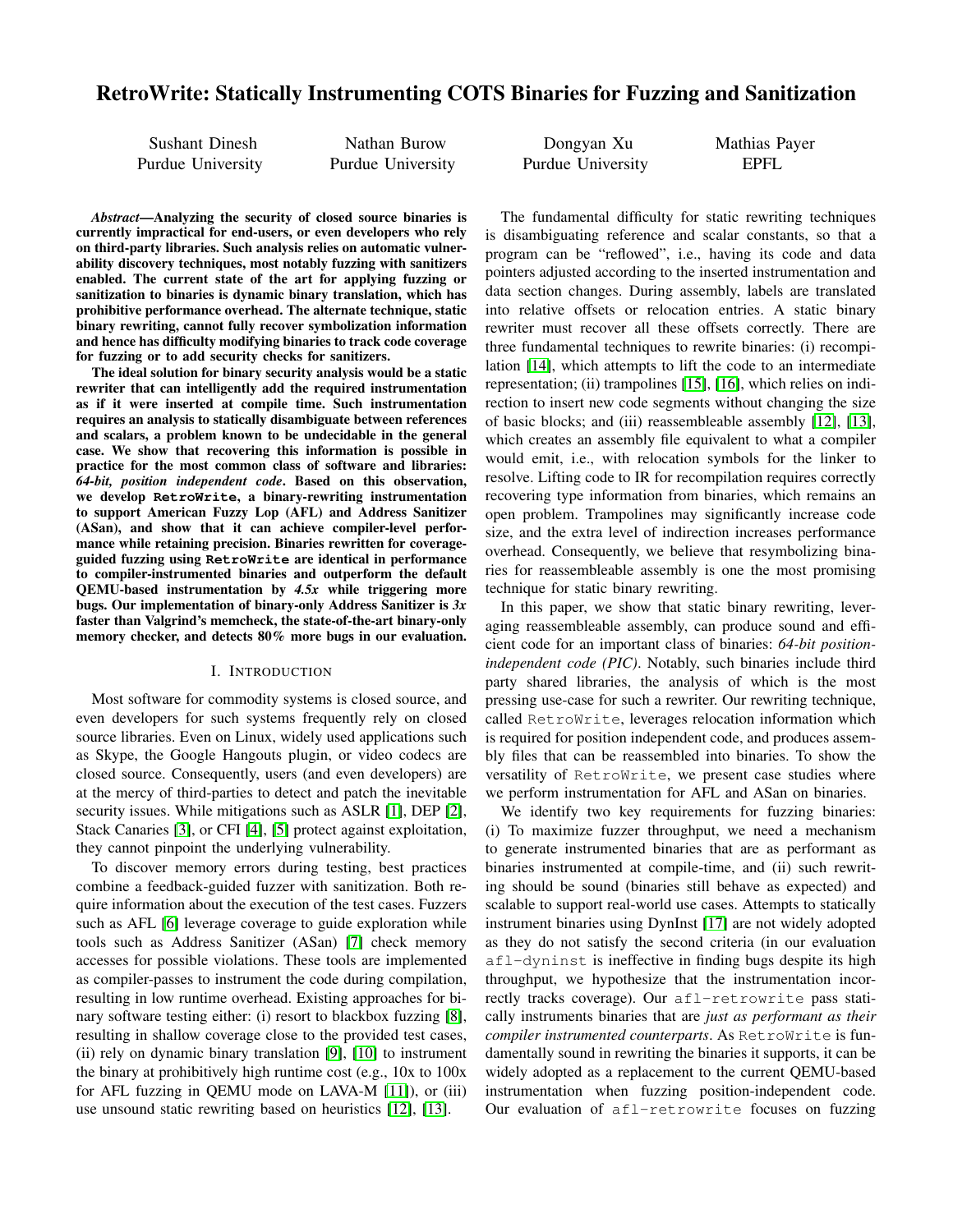# RetroWrite: Statically Instrumenting COTS Binaries for Fuzzing and Sanitization

Sushant Dinesh
Purdue University

Nathan Burow
Purdue University

Dongyan Xu
Purdue University

Mathias Payer
EPFL

***Abstract*—Analyzing the security of closed source binaries is currently impractical for end-users, or even developers who rely on third-party libraries. Such analysis relies on automatic vulnerability discovery techniques, most notably fuzzing with sanitizers enabled. The current state of the art for applying fuzzing or sanitization to binaries is dynamic binary translation, which has prohibitive performance overhead. The alternate technique, static binary rewriting, cannot fully recover symbolization information and hence has difficulty modifying binaries to track code coverage for fuzzing or to add security checks for sanitizers.**

**The ideal solution for binary security analysis would be a static rewriter that can intelligently add the required instrumentation as if it were inserted at compile time. Such instrumentation requires an analysis to statically disambiguate between references and scalars, a problem known to be undecidable in the general case. We show that recovering this information is possible in practice for the most common class of software and libraries: *64-bit, position independent code*. Based on this observation, we develop `RetroWrite`, a binary-rewriting instrumentation to support American Fuzzy Lop (AFL) and Address Sanitizer (ASan), and show that it can achieve compiler-level performance while retaining precision. Binaries rewritten for coverage-guided fuzzing using `RetroWrite` are identical in performance to compiler-instrumented binaries and outperform the default QEMU-based instrumentation by *4.5x* while triggering more bugs. Our implementation of binary-only Address Sanitizer is *3x* faster than Valgrind's memcheck, the state-of-the-art binary-only memory checker, and detects 80% more bugs in our evaluation.**

## I. Introduction

Most software for commodity systems is closed source, and even developers for such systems frequently rely on closed source libraries. Even on Linux, widely used applications such as Skype, the Google Hangouts plugin, or video codecs are closed source. Consequently, users (and even developers) are at the mercy of third-parties to detect and patch the inevitable security issues. While mitigations such as ASLR [1], DEP [2], Stack Canaries [3], or CFI [4], [5] protect against exploitation, they cannot pinpoint the underlying vulnerability.

To discover memory errors during testing, best practices combine a feedback-guided fuzzer with sanitization. Both require information about the execution of the test cases. Fuzzers such as AFL [6] leverage coverage to guide exploration while tools such as Address Sanitizer (ASan) [7] check memory accesses for possible violations. These tools are implemented as compiler-passes to instrument the code during compilation, resulting in low runtime overhead. Existing approaches for binary software testing either: (i) resort to blackbox fuzzing [8], resulting in shallow coverage close to the provided test cases, (ii) rely on dynamic binary translation [9], [10] to instrument the binary at prohibitively high runtime cost (e.g., 10x to 100x for AFL fuzzing in QEMU mode on LAVA-M [11]), or (iii) use unsound static rewriting based on heuristics [12], [13].

The fundamental difficulty for static rewriting techniques is disambiguating reference and scalar constants, so that a program can be "reflowed", i.e., having its code and data pointers adjusted according to the inserted instrumentation and data section changes. During assembly, labels are translated into relative offsets or relocation entries. A static binary rewriter must recover all these offsets correctly. There are three fundamental techniques to rewrite binaries: (i) recompilation [14], which attempts to lift the code to an intermediate representation; (ii) trampolines [15], [16], which relies on indirection to insert new code segments without changing the size of basic blocks; and (iii) reassembleable assembly [12], [13], which creates an assembly file equivalent to what a compiler would emit, i.e., with relocation symbols for the linker to resolve. Lifting code to IR for recompilation requires correctly recovering type information from binaries, which remains an open problem. Trampolines may significantly increase code size, and the extra level of indirection increases performance overhead. Consequently, we believe that resymbolizing binaries for reassembleable assembly is one the most promising technique for static binary rewriting.

In this paper, we show that static binary rewriting, leveraging reassembleable assembly, can produce sound and efficient code for an important class of binaries: *64-bit position-independent code (PIC)*. Notably, such binaries include third party shared libraries, the analysis of which is the most pressing use-case for such a rewriter. Our rewriting technique, called `RetroWrite`, leverages relocation information which is required for position independent code, and produces assembly files that can be reassembled into binaries. To show the versatility of `RetroWrite`, we present case studies where we perform instrumentation for AFL and ASan on binaries.

We identify two key requirements for fuzzing binaries: (i) To maximize fuzzer throughput, we need a mechanism to generate instrumented binaries that are as performant as binaries instrumented at compile-time, and (ii) such rewriting should be sound (binaries still behave as expected) and scalable to support real-world use cases. Attempts to statically instrument binaries using DynInst [17] are not widely adopted as they do not satisfy the second criteria (in our evaluation `afl-dyninst` is ineffective in finding bugs despite its high throughput, we hypothesize that the instrumentation incorrectly tracks coverage). Our `afl-retrowrite` pass statically instruments binaries that are *just as performant as their compiler instrumented counterparts*. As `RetroWrite` is fundamentally sound in rewriting the binaries it supports, it can be widely adopted as a replacement to the current QEMU-based instrumentation when fuzzing position-independent code. Our evaluation of `afl-retrowrite` focuses on fuzzing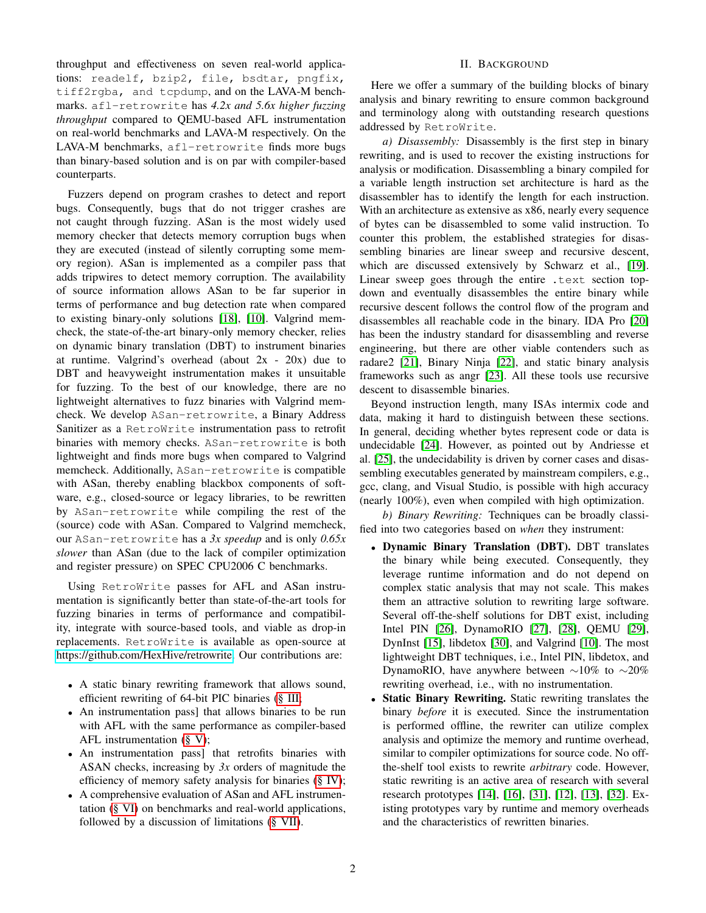throughput and effectiveness on seven real-world applications: `readelf, bzip2, file, bsdtar, pngfix, tiff2rgba, and tcpdump`, and on the LAVA-M benchmarks. `afl-retrowrite` has *4.2x and 5.6x higher fuzzing throughput* compared to QEMU-based AFL instrumentation on real-world benchmarks and LAVA-M respectively. On the LAVA-M benchmarks, `afl-retrowrite` finds more bugs than binary-based solution and is on par with compiler-based counterparts.

Fuzzers depend on program crashes to detect and report bugs. Consequently, bugs that do not trigger crashes are not caught through fuzzing. ASan is the most widely used memory checker that detects memory corruption bugs when they are executed (instead of silently corrupting some memory region). ASan is implemented as a compiler pass that adds tripwires to detect memory corruption. The availability of source information allows ASan to be far superior in terms of performance and bug detection rate when compared to existing binary-only solutions [18], [10]. Valgrind memcheck, the state-of-the-art binary-only memory checker, relies on dynamic binary translation (DBT) to instrument binaries at runtime. Valgrind's overhead (about 2x - 20x) due to DBT and heavyweight instrumentation makes it unsuitable for fuzzing. To the best of our knowledge, there are no lightweight alternatives to fuzz binaries with Valgrind memcheck. We develop `ASan-retrowrite`, a Binary Address Sanitizer as a `RetroWrite` instrumentation pass to retrofit binaries with memory checks. `ASan-retrowrite` is both lightweight and finds more bugs when compared to Valgrind memcheck. Additionally, `ASan-retrowrite` is compatible with ASan, thereby enabling blackbox components of software, e.g., closed-source or legacy libraries, to be rewritten by `ASan-retrowrite` while compiling the rest of the (source) code with ASan. Compared to Valgrind memcheck, our `ASan-retrowrite` has a *3x speedup* and is only *0.65x slower* than ASan (due to the lack of compiler optimization and register pressure) on SPEC CPU2006 C benchmarks.

Using `RetroWrite` passes for AFL and ASan instrumentation is significantly better than state-of-the-art tools for fuzzing binaries in terms of performance and compatibility, integrate with source-based tools, and viable as drop-in replacements. `RetroWrite` is available as open-source at https://github.com/HexHive/retrowrite. Our contributions are:

- A static binary rewriting framework that allows sound, efficient rewriting of 64-bit PIC binaries (§ III;
- An instrumentation pass] that allows binaries to be run with AFL with the same performance as compiler-based AFL instrumentation (§ V);
- An instrumentation pass] that retrofits binaries with ASAN checks, increasing by *3x* orders of magnitude the efficiency of memory safety analysis for binaries (§ IV);
- A comprehensive evaluation of ASan and AFL instrumentation (§ VI) on benchmarks and real-world applications, followed by a discussion of limitations (§ VII).

## II. Background

Here we offer a summary of the building blocks of binary analysis and binary rewriting to ensure common background and terminology along with outstanding research questions addressed by `RetroWrite`.

*a) Disassembly:* Disassembly is the first step in binary rewriting, and is used to recover the existing instructions for analysis or modification. Disassembling a binary compiled for a variable length instruction set architecture is hard as the disassembler has to identify the length for each instruction. With an architecture as extensive as x86, nearly every sequence of bytes can be disassembled to some valid instruction. To counter this problem, the established strategies for disassembling binaries are linear sweep and recursive descent, which are discussed extensively by Schwarz et al., [19]. Linear sweep goes through the entire `.text` section top-down and eventually disassembles the entire binary while recursive descent follows the control flow of the program and disassembles all reachable code in the binary. IDA Pro [20] has been the industry standard for disassembling and reverse engineering, but there are other viable contenders such as radare2 [21], Binary Ninja [22], and static binary analysis frameworks such as angr [23]. All these tools use recursive descent to disassemble binaries.

Beyond instruction length, many ISAs intermix code and data, making it hard to distinguish between these sections. In general, deciding whether bytes represent code or data is undecidable [24]. However, as pointed out by Andriesse et al. [25], the undecidability is driven by corner cases and disassembling executables generated by mainstream compilers, e.g., gcc, clang, and Visual Studio, is possible with high accuracy (nearly 100%), even when compiled with high optimization.

*b) Binary Rewriting:* Techniques can be broadly classified into two categories based on *when* they instrument:

- **Dynamic Binary Translation (DBT).** DBT translates the binary while being executed. Consequently, they leverage runtime information and do not depend on complex static analysis that may not scale. This makes them an attractive solution to rewriting large software. Several off-the-shelf solutions for DBT exist, including Intel PIN [26], DynamoRIO [27], [28], QEMU [29], DynInst [15], libdetox [30], and Valgrind [10]. The most lightweight DBT techniques, i.e., Intel PIN, libdetox, and DynamoRIO, have anywhere between ∼10% to ∼20% rewriting overhead, i.e., with no instrumentation.
- **Static Binary Rewriting.** Static rewriting translates the binary *before* it is executed. Since the instrumentation is performed offline, the rewriter can utilize complex analysis and optimize the memory and runtime overhead, similar to compiler optimizations for source code. No off-the-shelf tool exists to rewrite *arbitrary* code. However, static rewriting is an active area of research with several research prototypes [14], [16], [31], [12], [13], [32]. Existing prototypes vary by runtime and memory overheads and the characteristics of rewritten binaries.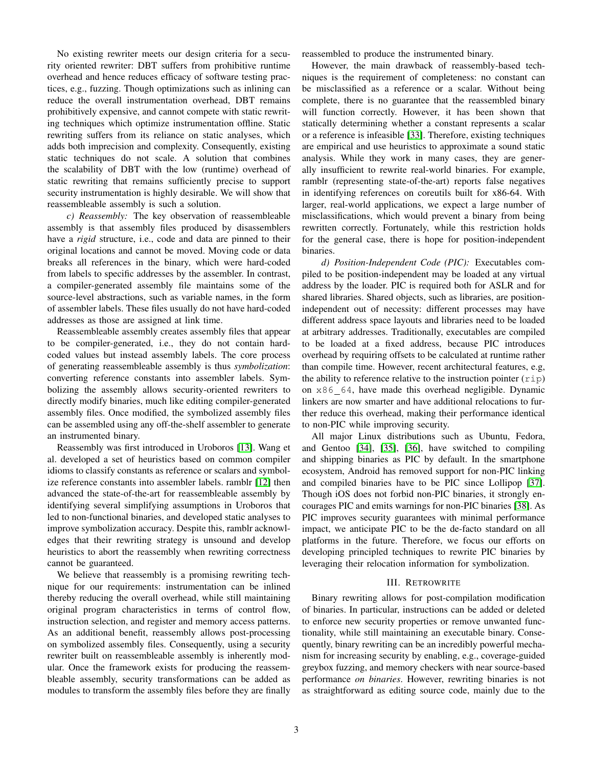No existing rewriter meets our design criteria for a security oriented rewriter: DBT suffers from prohibitive runtime overhead and hence reduces efficacy of software testing practices, e.g., fuzzing. Though optimizations such as inlining can reduce the overall instrumentation overhead, DBT remains prohibitively expensive, and cannot compete with static rewriting techniques which optimize instrumentation offline. Static rewriting suffers from its reliance on static analyses, which adds both imprecision and complexity. Consequently, existing static techniques do not scale. A solution that combines the scalability of DBT with the low (runtime) overhead of static rewriting that remains sufficiently precise to support security instrumentation is highly desirable. We will show that reassembleable assembly is such a solution.

*c) Reassembly:* The key observation of reassembleable assembly is that assembly files produced by disassemblers have a *rigid* structure, i.e., code and data are pinned to their original locations and cannot be moved. Moving code or data breaks all references in the binary, which were hard-coded from labels to specific addresses by the assembler. In contrast, a compiler-generated assembly file maintains some of the source-level abstractions, such as variable names, in the form of assembler labels. These files usually do not have hard-coded addresses as those are assigned at link time.

Reassembleable assembly creates assembly files that appear to be compiler-generated, i.e., they do not contain hard-coded values but instead assembly labels. The core process of generating reassembleable assembly is thus *symbolization*: converting reference constants into assembler labels. Symbolizing the assembly allows security-oriented rewriters to directly modify binaries, much like editing compiler-generated assembly files. Once modified, the symbolized assembly files can be assembled using any off-the-shelf assembler to generate an instrumented binary.

Reassembly was first introduced in Uroboros [13]. Wang et al. developed a set of heuristics based on common compiler idioms to classify constants as reference or scalars and symbolize reference constants into assembler labels. ramblr [12] then advanced the state-of-the-art for reassembleable assembly by identifying several simplifying assumptions in Uroboros that led to non-functional binaries, and developed static analyses to improve symbolization accuracy. Despite this, ramblr acknowledges that their rewriting strategy is unsound and develop heuristics to abort the reassembly when rewriting correctness cannot be guaranteed.

We believe that reassembly is a promising rewriting technique for our requirements: instrumentation can be inlined thereby reducing the overall overhead, while still maintaining original program characteristics in terms of control flow, instruction selection, and register and memory access patterns. As an additional benefit, reassembly allows post-processing on symbolized assembly files. Consequently, using a security rewriter built on reassembleable assembly is inherently modular. Once the framework exists for producing the reassembleable assembly, security transformations can be added as modules to transform the assembly files before they are finally reassembled to produce the instrumented binary.

However, the main drawback of reassembly-based techniques is the requirement of completeness: no constant can be misclassified as a reference or a scalar. Without being complete, there is no guarantee that the reassembled binary will function correctly. However, it has been shown that statically determining whether a constant represents a scalar or a reference is infeasible [33]. Therefore, existing techniques are empirical and use heuristics to approximate a sound static analysis. While they work in many cases, they are generally insufficient to rewrite real-world binaries. For example, ramblr (representing state-of-the-art) reports false negatives in identifying references on coreutils built for x86-64. With larger, real-world applications, we expect a large number of misclassifications, which would prevent a binary from being rewritten correctly. Fortunately, while this restriction holds for the general case, there is hope for position-independent binaries.

*d) Position-Independent Code (PIC):* Executables compiled to be position-independent may be loaded at any virtual address by the loader. PIC is required both for ASLR and for shared libraries. Shared objects, such as libraries, are position-independent out of necessity: different processes may have different address space layouts and libraries need to be loaded at arbitrary addresses. Traditionally, executables are compiled to be loaded at a fixed address, because PIC introduces overhead by requiring offsets to be calculated at runtime rather than compile time. However, recent architectural features, e.g, the ability to reference relative to the instruction pointer (`rip`) on `x86_64`, have made this overhead negligible. Dynamic linkers are now smarter and have additional relocations to further reduce this overhead, making their performance identical to non-PIC while improving security.

All major Linux distributions such as Ubuntu, Fedora, and Gentoo [34], [35], [36], have switched to compiling and shipping binaries as PIC by default. In the smartphone ecosystem, Android has removed support for non-PIC linking and compiled binaries have to be PIC since Lollipop [37]. Though iOS does not forbid non-PIC binaries, it strongly encourages PIC and emits warnings for non-PIC binaries [38]. As PIC improves security guarantees with minimal performance impact, we anticipate PIC to be the de-facto standard on all platforms in the future. Therefore, we focus our efforts on developing principled techniques to rewrite PIC binaries by leveraging their relocation information for symbolization.

## III. RetroWrite

Binary rewriting allows for post-compilation modification of binaries. In particular, instructions can be added or deleted to enforce new security properties or remove unwanted functionality, while still maintaining an executable binary. Consequently, binary rewriting can be an incredibly powerful mechanism for increasing security by enabling, e.g., coverage-guided greybox fuzzing, and memory checkers with near source-based performance *on binaries*. However, rewriting binaries is not as straightforward as editing source code, mainly due to the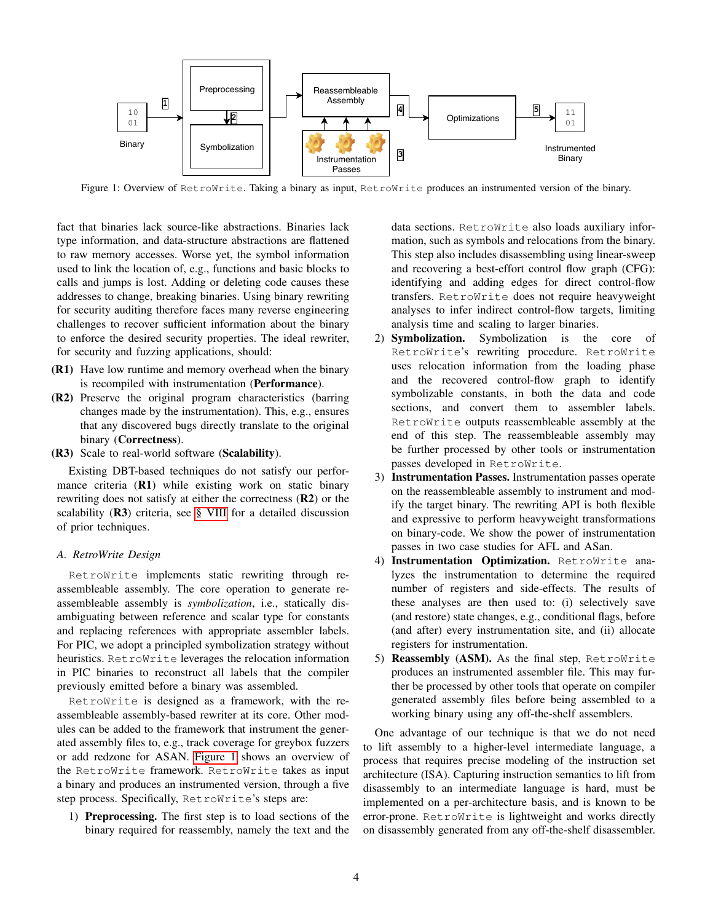Figure 1: Overview of RetroWrite. Taking a binary as input, RetroWrite produces an instrumented version of the binary.

fact that binaries lack source-like abstractions. Binaries lack type information, and data-structure abstractions are flattened to raw memory accesses. Worse yet, the symbol information used to link the location of, e.g., functions and basic blocks to calls and jumps is lost. Adding or deleting code causes these addresses to change, breaking binaries. Using binary rewriting for security auditing therefore faces many reverse engineering challenges to recover sufficient information about the binary to enforce the desired security properties. The ideal rewriter, for security and fuzzing applications, should:

- **(R1)** Have low runtime and memory overhead when the binary is recompiled with instrumentation (**Performance**).
- **(R2)** Preserve the original program characteristics (barring changes made by the instrumentation). This, e.g., ensures that any discovered bugs directly translate to the original binary (**Correctness**).
- **(R3)** Scale to real-world software (**Scalability**).

Existing DBT-based techniques do not satisfy our performance criteria (**R1**) while existing work on static binary rewriting does not satisfy at either the correctness (**R2**) or the scalability (**R3**) criteria, see § VIII for a detailed discussion of prior techniques.

### A. RetroWrite Design

RetroWrite implements static rewriting through reassembleable assembly. The core operation to generate reassembleable assembly is *symbolization*, i.e., statically disambiguating between reference and scalar type for constants and replacing references with appropriate assembler labels. For PIC, we adopt a principled symbolization strategy without heuristics. RetroWrite leverages the relocation information in PIC binaries to reconstruct all labels that the compiler previously emitted before a binary was assembled.

RetroWrite is designed as a framework, with the reassembleable assembly-based rewriter at its core. Other modules can be added to the framework that instrument the generated assembly files to, e.g., track coverage for greybox fuzzers or add redzone for ASAN. Figure 1 shows an overview of the RetroWrite framework. RetroWrite takes as input a binary and produces an instrumented version, through a five step process. Specifically, RetroWrite's steps are:

1) **Preprocessing.** The first step is to load sections of the binary required for reassembly, namely the text and the data sections. RetroWrite also loads auxiliary information, such as symbols and relocations from the binary. This step also includes disassembling using linear-sweep and recovering a best-effort control flow graph (CFG): identifying and adding edges for direct control-flow transfers. RetroWrite does not require heavyweight analyses to infer indirect control-flow targets, limiting analysis time and scaling to larger binaries.
2) **Symbolization.** Symbolization is the core of RetroWrite's rewriting procedure. RetroWrite uses relocation information from the loading phase and the recovered control-flow graph to identify symbolizable constants, in both the data and code sections, and convert them to assembler labels. RetroWrite outputs reassembleable assembly at the end of this step. The reassembleable assembly may be further processed by other tools or instrumentation passes developed in RetroWrite.
3) **Instrumentation Passes.** Instrumentation passes operate on the reassembleable assembly to instrument and modify the target binary. The rewriting API is both flexible and expressive to perform heavyweight transformations on binary-code. We show the power of instrumentation passes in two case studies for AFL and ASan.
4) **Instrumentation Optimization.** RetroWrite analyzes the instrumentation to determine the required number of registers and side-effects. The results of these analyses are then used to: (i) selectively save (and restore) state changes, e.g., conditional flags, before (and after) every instrumentation site, and (ii) allocate registers for instrumentation.
5) **Reassembly (ASM).** As the final step, RetroWrite produces an instrumented assembler file. This may further be processed by other tools that operate on compiler generated assembly files before being assembled to a working binary using any off-the-shelf assemblers.

One advantage of our technique is that we do not need to lift assembly to a higher-level intermediate language, a process that requires precise modeling of the instruction set architecture (ISA). Capturing instruction semantics to lift from disassembly to an intermediate language is hard, must be implemented on a per-architecture basis, and is known to be error-prone. RetroWrite is lightweight and works directly on disassembly generated from any off-the-shelf disassembler.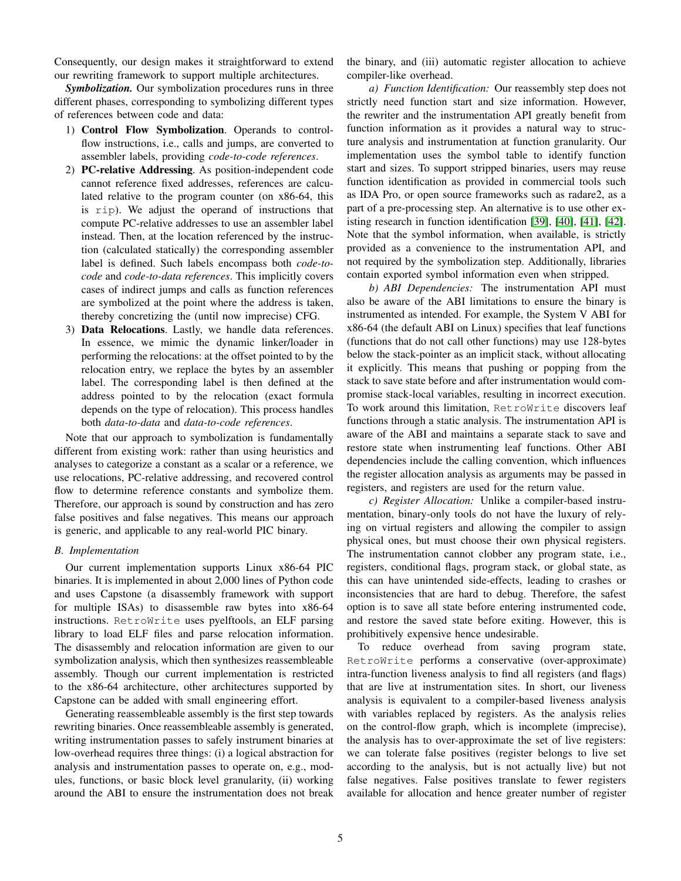Consequently, our design makes it straightforward to extend our rewriting framework to support multiple architectures.

***Symbolization.*** Our symbolization procedures runs in three different phases, corresponding to symbolizing different types of references between code and data:

1) **Control Flow Symbolization**. Operands to control-flow instructions, i.e., calls and jumps, are converted to assembler labels, providing *code-to-code references*.
2) **PC-relative Addressing**. As position-independent code cannot reference fixed addresses, references are calculated relative to the program counter (on x86-64, this is `rip`). We adjust the operand of instructions that compute PC-relative addresses to use an assembler label instead. Then, at the location referenced by the instruction (calculated statically) the corresponding assembler label is defined. Such labels encompass both *code-to-code* and *code-to-data references*. This implicitly covers cases of indirect jumps and calls as function references are symbolized at the point where the address is taken, thereby concretizing the (until now imprecise) CFG.
3) **Data Relocations**. Lastly, we handle data references. In essence, we mimic the dynamic linker/loader in performing the relocations: at the offset pointed to by the relocation entry, we replace the bytes by an assembler label. The corresponding label is then defined at the address pointed to by the relocation (exact formula depends on the type of relocation). This process handles both *data-to-data* and *data-to-code references*.

Note that our approach to symbolization is fundamentally different from existing work: rather than using heuristics and analyses to categorize a constant as a scalar or a reference, we use relocations, PC-relative addressing, and recovered control flow to determine reference constants and symbolize them. Therefore, our approach is sound by construction and has zero false positives and false negatives. This means our approach is generic, and applicable to any real-world PIC binary.

### B. Implementation

Our current implementation supports Linux x86-64 PIC binaries. It is implemented in about 2,000 lines of Python code and uses Capstone (a disassembly framework with support for multiple ISAs) to disassemble raw bytes into x86-64 instructions. `RetroWrite` uses pyelftools, an ELF parsing library to load ELF files and parse relocation information. The disassembly and relocation information are given to our symbolization analysis, which then synthesizes reassembleable assembly. Though our current implementation is restricted to the x86-64 architecture, other architectures supported by Capstone can be added with small engineering effort.

Generating reassembleable assembly is the first step towards rewriting binaries. Once reassembleable assembly is generated, writing instrumentation passes to safely instrument binaries at low-overhead requires three things: (i) a logical abstraction for analysis and instrumentation passes to operate on, e.g., modules, functions, or basic block level granularity, (ii) working around the ABI to ensure the instrumentation does not break the binary, and (iii) automatic register allocation to achieve compiler-like overhead.

*a) Function Identification:* Our reassembly step does not strictly need function start and size information. However, the rewriter and the instrumentation API greatly benefit from function information as it provides a natural way to structure analysis and instrumentation at function granularity. Our implementation uses the symbol table to identify function start and sizes. To support stripped binaries, users may reuse function identification as provided in commercial tools such as IDA Pro, or open source frameworks such as radare2, as a part of a pre-processing step. An alternative is to use other existing research in function identification [39], [40], [41], [42]. Note that the symbol information, when available, is strictly provided as a convenience to the instrumentation API, and not required by the symbolization step. Additionally, libraries contain exported symbol information even when stripped.

*b) ABI Dependencies:* The instrumentation API must also be aware of the ABI limitations to ensure the binary is instrumented as intended. For example, the System V ABI for x86-64 (the default ABI on Linux) specifies that leaf functions (functions that do not call other functions) may use 128-bytes below the stack-pointer as an implicit stack, without allocating it explicitly. This means that pushing or popping from the stack to save state before and after instrumentation would compromise stack-local variables, resulting in incorrect execution. To work around this limitation, `RetroWrite` discovers leaf functions through a static analysis. The instrumentation API is aware of the ABI and maintains a separate stack to save and restore state when instrumenting leaf functions. Other ABI dependencies include the calling convention, which influences the register allocation analysis as arguments may be passed in registers, and registers are used for the return value.

*c) Register Allocation:* Unlike a compiler-based instrumentation, binary-only tools do not have the luxury of relying on virtual registers and allowing the compiler to assign physical ones, but must choose their own physical registers. The instrumentation cannot clobber any program state, i.e., registers, conditional flags, program stack, or global state, as this can have unintended side-effects, leading to crashes or inconsistencies that are hard to debug. Therefore, the safest option is to save all state before entering instrumented code, and restore the saved state before exiting. However, this is prohibitively expensive hence undesirable.

To reduce overhead from saving program state, `RetroWrite` performs a conservative (over-approximate) intra-function liveness analysis to find all registers (and flags) that are live at instrumentation sites. In short, our liveness analysis is equivalent to a compiler-based liveness analysis with variables replaced by registers. As the analysis relies on the control-flow graph, which is incomplete (imprecise), the analysis has to over-approximate the set of live registers: we can tolerate false positives (register belongs to live set according to the analysis, but is not actually live) but not false negatives. False positives translate to fewer registers available for allocation and hence greater number of register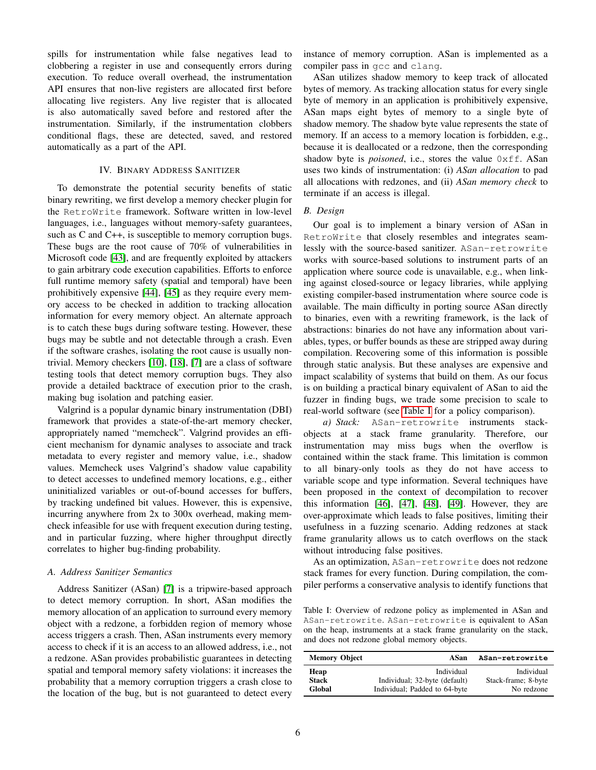spills for instrumentation while false negatives lead to clobbering a register in use and consequently errors during execution. To reduce overall overhead, the instrumentation API ensures that non-live registers are allocated first before allocating live registers. Any live register that is allocated is also automatically saved before and restored after the instrumentation. Similarly, if the instrumentation clobbers conditional flags, these are detected, saved, and restored automatically as a part of the API.

## IV. Binary Address Sanitizer

To demonstrate the potential security benefits of static binary rewriting, we first develop a memory checker plugin for the `RetroWrite` framework. Software written in low-level languages, i.e., languages without memory-safety guarantees, such as C and C++, is susceptible to memory corruption bugs. These bugs are the root cause of 70% of vulnerabilities in Microsoft code [43], and are frequently exploited by attackers to gain arbitrary code execution capabilities. Efforts to enforce full runtime memory safety (spatial and temporal) have been prohibitively expensive [44], [45] as they require every memory access to be checked in addition to tracking allocation information for every memory object. An alternate approach is to catch these bugs during software testing. However, these bugs may be subtle and not detectable through a crash. Even if the software crashes, isolating the root cause is usually non-trivial. Memory checkers [10], [18], [7] are a class of software testing tools that detect memory corruption bugs. They also provide a detailed backtrace of execution prior to the crash, making bug isolation and patching easier.

Valgrind is a popular dynamic binary instrumentation (DBI) framework that provides a state-of-the-art memory checker, appropriately named "memcheck". Valgrind provides an efficient mechanism for dynamic analyses to associate and track metadata to every register and memory value, i.e., shadow values. Memcheck uses Valgrind's shadow value capability to detect accesses to undefined memory locations, e.g., either uninitialized variables or out-of-bound accesses for buffers, by tracking undefined bit values. However, this is expensive, incurring anywhere from 2x to 300x overhead, making memcheck infeasible for use with frequent execution during testing, and in particular fuzzing, where higher throughput directly correlates to higher bug-finding probability.

### A. Address Sanitizer Semantics

Address Sanitizer (ASan) [7] is a tripwire-based approach to detect memory corruption. In short, ASan modifies the memory allocation of an application to surround every memory object with a redzone, a forbidden region of memory whose access triggers a crash. Then, ASan instruments every memory access to check if it is an access to an allowed address, i.e., not a redzone. ASan provides probabilistic guarantees in detecting spatial and temporal memory safety violations: it increases the probability that a memory corruption triggers a crash close to the location of the bug, but is not guaranteed to detect every instance of memory corruption. ASan is implemented as a compiler pass in `gcc` and `clang`.

ASan utilizes shadow memory to keep track of allocated bytes of memory. As tracking allocation status for every single byte of memory in an application is prohibitively expensive, ASan maps eight bytes of memory to a single byte of shadow memory. The shadow byte value represents the state of memory. If an access to a memory location is forbidden, e.g., because it is deallocated or a redzone, then the corresponding shadow byte is *poisoned*, i.e., stores the value `0xff`. ASan uses two kinds of instrumentation: (i) *ASan allocation* to pad all allocations with redzones, and (ii) *ASan memory check* to terminate if an access is illegal.

### B. Design

Our goal is to implement a binary version of ASan in `RetroWrite` that closely resembles and integrates seamlessly with the source-based sanitizer. `ASan-retrowrite` works with source-based solutions to instrument parts of an application where source code is unavailable, e.g., when linking against closed-source or legacy libraries, while applying existing compiler-based instrumentation where source code is available. The main difficulty in porting source ASan directly to binaries, even with a rewriting framework, is the lack of abstractions: binaries do not have any information about variables, types, or buffer bounds as these are stripped away during compilation. Recovering some of this information is possible through static analysis. But these analyses are expensive and impact scalability of systems that build on them. As our focus is on building a practical binary equivalent of ASan to aid the fuzzer in finding bugs, we trade some precision to scale to real-world software (see Table I for a policy comparison).

*a) Stack:* `ASan-retrowrite` instruments stack-objects at a stack frame granularity. Therefore, our instrumentation may miss bugs when the overflow is contained within the stack frame. This limitation is common to all binary-only tools as they do not have access to variable scope and type information. Several techniques have been proposed in the context of decompilation to recover this information [46], [47], [48], [49]. However, they are over-approximate which leads to false positives, limiting their usefulness in a fuzzing scenario. Adding redzones at stack frame granularity allows us to catch overflows on the stack without introducing false positives.

As an optimization, `ASan-retrowrite` does not redzone stack frames for every function. During compilation, the compiler performs a conservative analysis to identify functions that

Table I: Overview of redzone policy as implemented in ASan and `ASan-retrowrite`. `ASan-retrowrite` is equivalent to ASan on the heap, instruments at a stack frame granularity on the stack, and does not redzone global memory objects.

| Memory Object | ASan | `ASan-retrowrite` |
|---|---|---|
| **Heap** | Individual | Individual |
| **Stack** | Individual; 32-byte (default) | Stack-frame; 8-byte |
| **Global** | Individual; Padded to 64-byte | No redzone |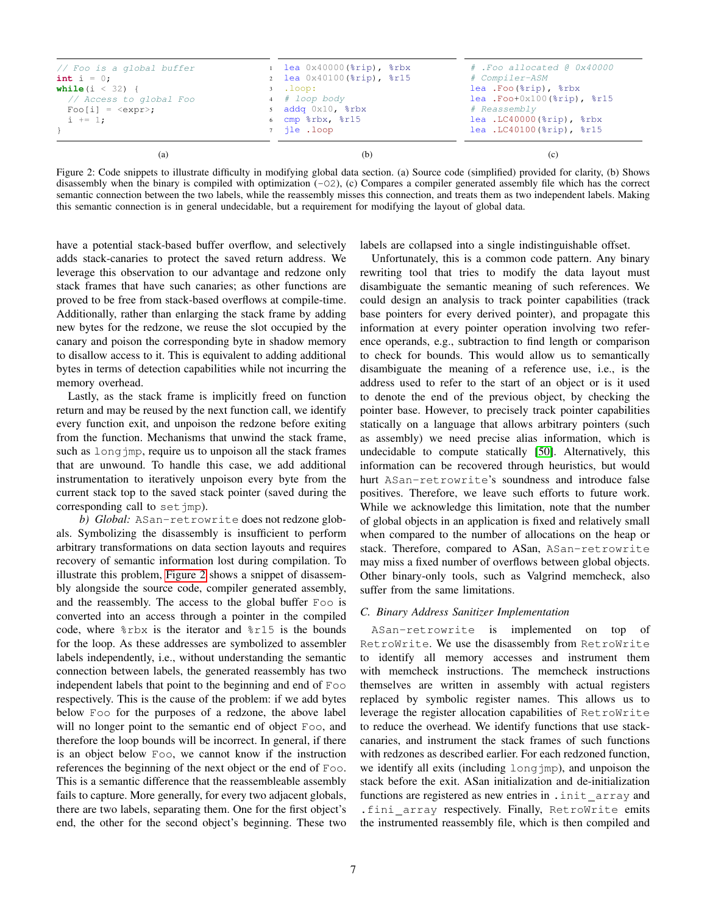```c
// Foo is a global buffer
int i = 0;
while(i < 32) {
  // Access to global Foo
  Foo[i] = <expr>;
  i += 1;
}
```

(a)

```
1 lea 0x40000(%rip), %rbx
2 lea 0x40100(%rip), %r15
3 .loop:
4 # loop body
5 addq 0x10, %rbx
6 cmp %rbx, %r15
7 jle .loop
```

(b)

```
# .Foo allocated @ 0x40000
# Compiler-ASM
lea .Foo(%rip), %rbx
lea .Foo+0x100(%rip), %r15
# Reassembly
lea .LC40000(%rip), %rbx
lea .LC40100(%rip), %r15
```

(c)

Figure 2: Code snippets to illustrate difficulty in modifying global data section. (a) Source code (simplified) provided for clarity, (b) Shows disassembly when the binary is compiled with optimization (-O2), (c) Compares a compiler generated assembly file which has the correct semantic connection between the two labels, while the reassembly misses this connection, and treats them as two independent labels. Making this semantic connection is in general undecidable, but a requirement for modifying the layout of global data.

have a potential stack-based buffer overflow, and selectively adds stack-canaries to protect the saved return address. We leverage this observation to our advantage and redzone only stack frames that have such canaries; as other functions are proved to be free from stack-based overflows at compile-time. Additionally, rather than enlarging the stack frame by adding new bytes for the redzone, we reuse the slot occupied by the canary and poison the corresponding byte in shadow memory to disallow access to it. This is equivalent to adding additional bytes in terms of detection capabilities while not incurring the memory overhead.

Lastly, as the stack frame is implicitly freed on function return and may be reused by the next function call, we identify every function exit, and unpoison the redzone before exiting from the function. Mechanisms that unwind the stack frame, such as `longjmp`, require us to unpoison all the stack frames that are unwound. To handle this case, we add additional instrumentation to iteratively unpoison every byte from the current stack top to the saved stack pointer (saved during the corresponding call to `setjmp`).

*b) Global:* `ASan-retrowrite` does not redzone globals. Symbolizing the disassembly is insufficient to perform arbitrary transformations on data section layouts and requires recovery of semantic information lost during compilation. To illustrate this problem, Figure 2 shows a snippet of disassembly alongside the source code, compiler generated assembly, and the reassembly. The access to the global buffer `Foo` is converted into an access through a pointer in the compiled code, where `%rbx` is the iterator and `%r15` is the bounds for the loop. As these addresses are symbolized to assembler labels independently, i.e., without understanding the semantic connection between labels, the generated reassembly has two independent labels that point to the beginning and end of `Foo` respectively. This is the cause of the problem: if we add bytes below `Foo` for the purposes of a redzone, the above label will no longer point to the semantic end of object `Foo`, and therefore the loop bounds will be incorrect. In general, if there is an object below `Foo`, we cannot know if the instruction references the beginning of the next object or the end of `Foo`. This is a semantic difference that the reassembleable assembly fails to capture. More generally, for every two adjacent globals, there are two labels, separating them. One for the first object's end, the other for the second object's beginning. These two labels are collapsed into a single indistinguishable offset.

Unfortunately, this is a common code pattern. Any binary rewriting tool that tries to modify the data layout must disambiguate the semantic meaning of such references. We could design an analysis to track pointer capabilities (track base pointers for every derived pointer), and propagate this information at every pointer operation involving two reference operands, e.g., subtraction to find length or comparison to check for bounds. This would allow us to semantically disambiguate the meaning of a reference use, i.e., is the address used to refer to the start of an object or is it used to denote the end of the previous object, by checking the pointer base. However, to precisely track pointer capabilities statically on a language that allows arbitrary pointers (such as assembly) we need precise alias information, which is undecidable to compute statically [50]. Alternatively, this information can be recovered through heuristics, but would hurt `ASan-retrowrite`'s soundness and introduce false positives. Therefore, we leave such efforts to future work. While we acknowledge this limitation, note that the number of global objects in an application is fixed and relatively small when compared to the number of allocations on the heap or stack. Therefore, compared to ASan, `ASan-retrowrite` may miss a fixed number of overflows between global objects. Other binary-only tools, such as Valgrind memcheck, also suffer from the same limitations.

### C. Binary Address Sanitizer Implementation

`ASan-retrowrite` is implemented on top of `RetroWrite`. We use the disassembly from `RetroWrite` to identify all memory accesses and instrument them with memcheck instructions. The memcheck instructions themselves are written in assembly with actual registers replaced by symbolic register names. This allows us to leverage the register allocation capabilities of `RetroWrite` to reduce the overhead. We identify functions that use stack-canaries, and instrument the stack frames of such functions with redzones as described earlier. For each redzoned function, we identify all exits (including `longjmp`), and unpoison the stack before the exit. ASan initialization and de-initialization functions are registered as new entries in `.init_array` and `.fini_array` respectively. Finally, `RetroWrite` emits the instrumented reassembly file, which is then compiled and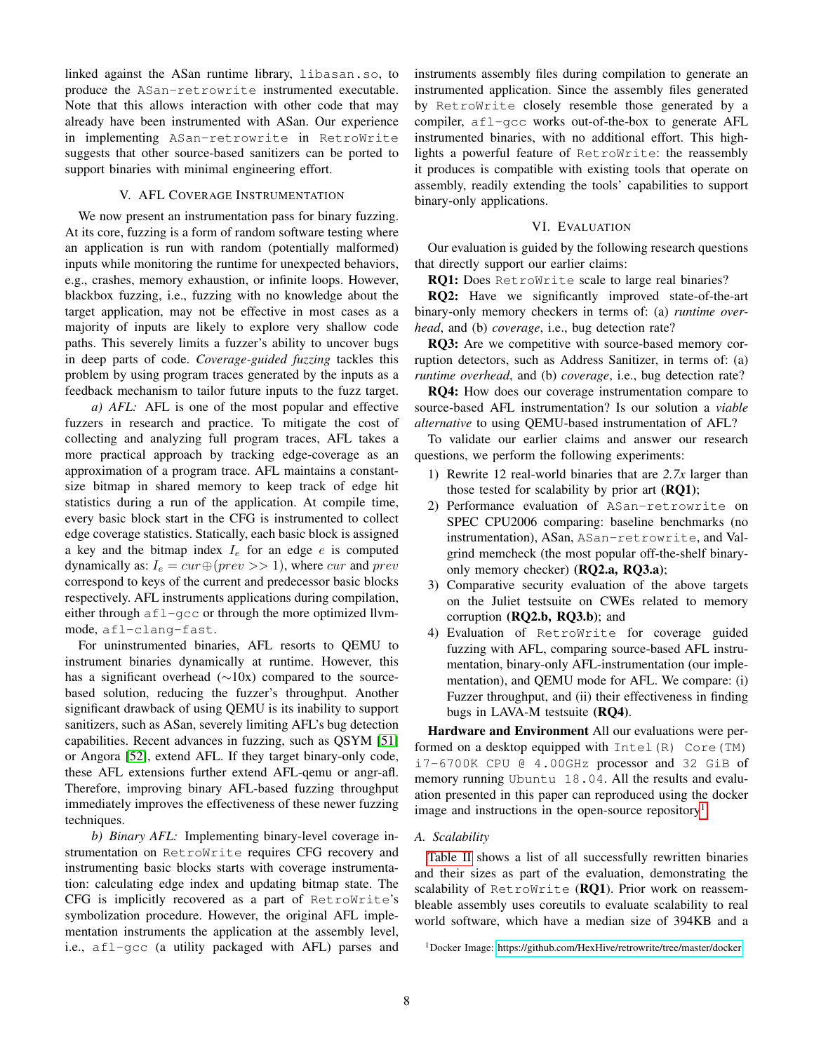linked against the ASan runtime library, `libasan.so`, to produce the `ASan-retrowrite` instrumented executable. Note that this allows interaction with other code that may already have been instrumented with ASan. Our experience in implementing `ASan-retrowrite` in `RetroWrite` suggests that other source-based sanitizers can be ported to support binaries with minimal engineering effort.

## V. AFL Coverage Instrumentation

We now present an instrumentation pass for binary fuzzing. At its core, fuzzing is a form of random software testing where an application is run with random (potentially malformed) inputs while monitoring the runtime for unexpected behaviors, e.g., crashes, memory exhaustion, or infinite loops. However, blackbox fuzzing, i.e., fuzzing with no knowledge about the target application, may not be effective in most cases as a majority of inputs are likely to explore very shallow code paths. This severely limits a fuzzer's ability to uncover bugs in deep parts of code. *Coverage-guided fuzzing* tackles this problem by using program traces generated by the inputs as a feedback mechanism to tailor future inputs to the fuzz target.

*a) AFL:* AFL is one of the most popular and effective fuzzers in research and practice. To mitigate the cost of collecting and analyzing full program traces, AFL takes a more practical approach by tracking edge-coverage as an approximation of a program trace. AFL maintains a constant-size bitmap in shared memory to keep track of edge hit statistics during a run of the application. At compile time, every basic block start in the CFG is instrumented to collect edge coverage statistics. Statically, each basic block is assigned a key and the bitmap index $I_e$ for an edge $e$ is computed dynamically as: $I_e = cur \oplus (prev >> 1)$, where $cur$ and $prev$ correspond to keys of the current and predecessor basic blocks respectively. AFL instruments applications during compilation, either through `afl-gcc` or through the more optimized llvm-mode, `afl-clang-fast`.

For uninstrumented binaries, AFL resorts to QEMU to instrument binaries dynamically at runtime. However, this has a significant overhead (~10x) compared to the source-based solution, reducing the fuzzer's throughput. Another significant drawback of using QEMU is its inability to support sanitizers, such as ASan, severely limiting AFL's bug detection capabilities. Recent advances in fuzzing, such as QSYM [51] or Angora [52], extend AFL. If they target binary-only code, these AFL extensions further extend AFL-qemu or angr-afl. Therefore, improving binary AFL-based fuzzing throughput immediately improves the effectiveness of these newer fuzzing techniques.

*b) Binary AFL:* Implementing binary-level coverage instrumentation on `RetroWrite` requires CFG recovery and instrumenting basic blocks starts with coverage instrumentation: calculating edge index and updating bitmap state. The CFG is implicitly recovered as a part of `RetroWrite`'s symbolization procedure. However, the original AFL implementation instruments the application at the assembly level, i.e., `afl-gcc` (a utility packaged with AFL) parses and instruments assembly files during compilation to generate an instrumented application. Since the assembly files generated by `RetroWrite` closely resemble those generated by a compiler, `afl-gcc` works out-of-the-box to generate AFL instrumented binaries, with no additional effort. This highlights a powerful feature of `RetroWrite`: the reassembly it produces is compatible with existing tools that operate on assembly, readily extending the tools' capabilities to support binary-only applications.

## VI. Evaluation

Our evaluation is guided by the following research questions that directly support our earlier claims:

**RQ1:** Does `RetroWrite` scale to large real binaries?

**RQ2:** Have we significantly improved state-of-the-art binary-only memory checkers in terms of: (a) *runtime overhead*, and (b) *coverage*, i.e., bug detection rate?

**RQ3:** Are we competitive with source-based memory corruption detectors, such as Address Sanitizer, in terms of: (a) *runtime overhead*, and (b) *coverage*, i.e., bug detection rate?

**RQ4:** How does our coverage instrumentation compare to source-based AFL instrumentation? Is our solution a *viable alternative* to using QEMU-based instrumentation of AFL?

To validate our earlier claims and answer our research questions, we perform the following experiments:

1) Rewrite 12 real-world binaries that are *2.7x* larger than those tested for scalability by prior art **(RQ1)**;
2) Performance evaluation of `ASan-retrowrite` on SPEC CPU2006 comparing: baseline benchmarks (no instrumentation), ASan, `ASan-retrowrite`, and Valgrind memcheck (the most popular off-the-shelf binary-only memory checker) **(RQ2.a, RQ3.a)**;
3) Comparative security evaluation of the above targets on the Juliet testsuite on CWEs related to memory corruption **(RQ2.b, RQ3.b)**; and
4) Evaluation of `RetroWrite` for coverage guided fuzzing with AFL, comparing source-based AFL instrumentation, binary-only AFL-instrumentation (our implementation), and QEMU mode for AFL. We compare: (i) Fuzzer throughput, and (ii) their effectiveness in finding bugs in LAVA-M testsuite **(RQ4)**.

**Hardware and Environment** All our evaluations were performed on a desktop equipped with `Intel(R) Core(TM) i7-6700K CPU @ 4.00GHz` processor and `32 GiB` of memory running `Ubuntu 18.04`. All the results and evaluation presented in this paper can reproduced using the docker image and instructions in the open-source repository[1].

### A. Scalability

Table II shows a list of all successfully rewritten binaries and their sizes as part of the evaluation, demonstrating the scalability of `RetroWrite` (**RQ1**). Prior work on reassembleable assembly uses coreutils to evaluate scalability to real world software, which have a median size of 394KB and a

[1] Docker Image: https://github.com/HexHive/retrowrite/tree/master/docker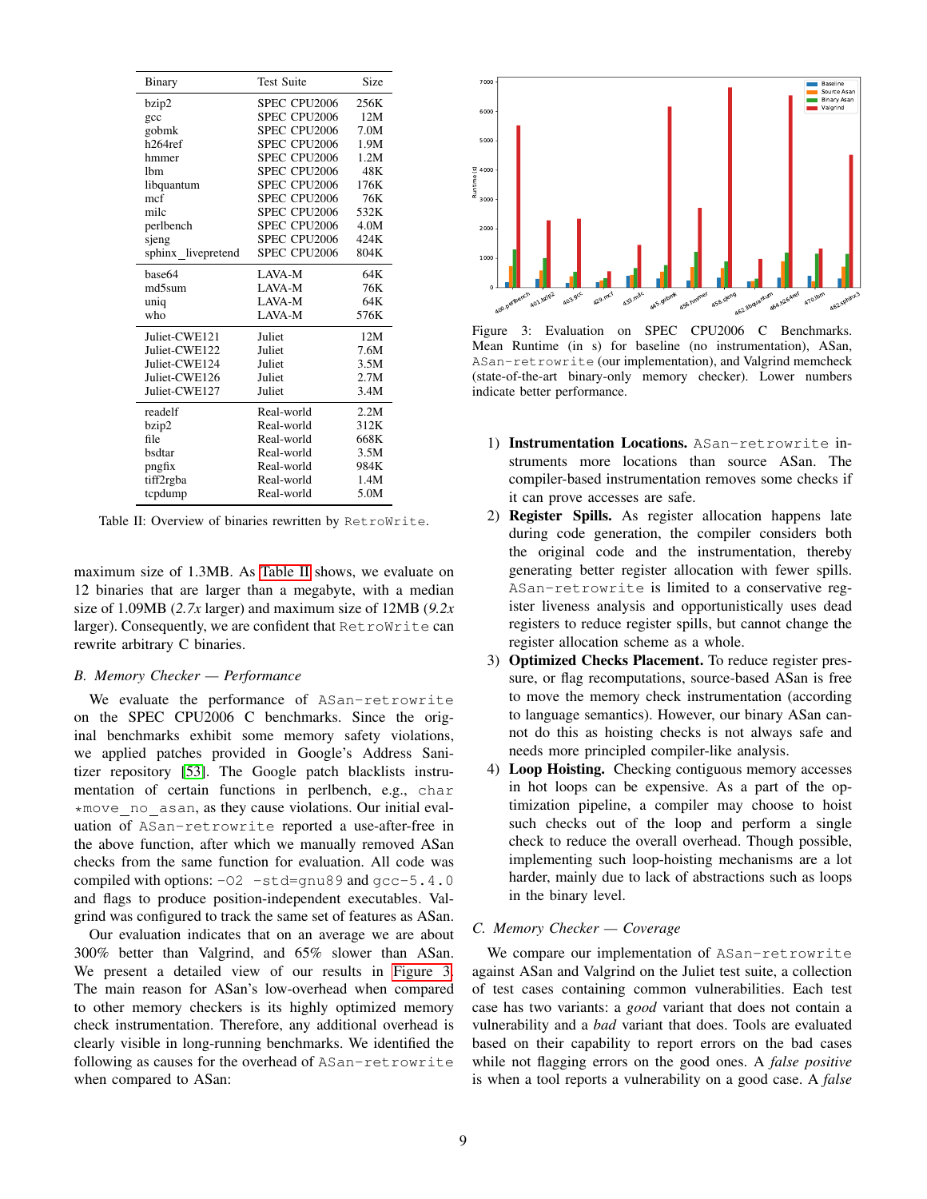| Binary | Test Suite | Size |
|---|---|---|
| bzip2 | SPEC CPU2006 | 256K |
| gcc | SPEC CPU2006 | 12M |
| gobmk | SPEC CPU2006 | 7.0M |
| h264ref | SPEC CPU2006 | 1.9M |
| hmmer | SPEC CPU2006 | 1.2M |
| lbm | SPEC CPU2006 | 48K |
| libquantum | SPEC CPU2006 | 176K |
| mcf | SPEC CPU2006 | 76K |
| milc | SPEC CPU2006 | 532K |
| perlbench | SPEC CPU2006 | 4.0M |
| sjeng | SPEC CPU2006 | 424K |
| sphinx_livepretend | SPEC CPU2006 | 804K |
| base64 | LAVA-M | 64K |
| md5sum | LAVA-M | 76K |
| uniq | LAVA-M | 64K |
| who | LAVA-M | 576K |
| Juliet-CWE121 | Juliet | 12M |
| Juliet-CWE122 | Juliet | 7.6M |
| Juliet-CWE124 | Juliet | 3.5M |
| Juliet-CWE126 | Juliet | 2.7M |
| Juliet-CWE127 | Juliet | 3.4M |
| readelf | Real-world | 2.2M |
| bzip2 | Real-world | 312K |
| file | Real-world | 668K |
| bsdtar | Real-world | 3.5M |
| pngfix | Real-world | 984K |
| tiff2rgba | Real-world | 1.4M |
| tcpdump | Real-world | 5.0M |

Table II: Overview of binaries rewritten by RetroWrite.

maximum size of 1.3MB. As Table II shows, we evaluate on 12 binaries that are larger than a megabyte, with a median size of 1.09MB (*2.7x* larger) and maximum size of 12MB (*9.2x* larger). Consequently, we are confident that RetroWrite can rewrite arbitrary C binaries.

### B. Memory Checker — Performance

We evaluate the performance of ASan-retrowrite on the SPEC CPU2006 C benchmarks. Since the original benchmarks exhibit some memory safety violations, we applied patches provided in Google's Address Sanitizer repository [53]. The Google patch blacklists instrumentation of certain functions in perlbench, e.g., char *move_no_asan, as they cause violations. Our initial evaluation of ASan-retrowrite reported a use-after-free in the above function, after which we manually removed ASan checks from the same function for evaluation. All code was compiled with options: -O2 -std=gnu89 and gcc-5.4.0 and flags to produce position-independent executables. Valgrind was configured to track the same set of features as ASan.

Our evaluation indicates that on an average we are about 300% better than Valgrind, and 65% slower than ASan. We present a detailed view of our results in Figure 3. The main reason for ASan's low-overhead when compared to other memory checkers is its highly optimized memory check instrumentation. Therefore, any additional overhead is clearly visible in long-running benchmarks. We identified the following as causes for the overhead of ASan-retrowrite when compared to ASan:

Figure 3: Evaluation on SPEC CPU2006 C Benchmarks. Mean Runtime (in s) for baseline (no instrumentation), ASan, ASan-retrowrite (our implementation), and Valgrind memcheck (state-of-the-art binary-only memory checker). Lower numbers indicate better performance.

1) **Instrumentation Locations.** ASan-retrowrite instruments more locations than source ASan. The compiler-based instrumentation removes some checks if it can prove accesses are safe.
2) **Register Spills.** As register allocation happens late during code generation, the compiler considers both the original code and the instrumentation, thereby generating better register allocation with fewer spills. ASan-retrowrite is limited to a conservative register liveness analysis and opportunistically uses dead registers to reduce register spills, but cannot change the register allocation scheme as a whole.
3) **Optimized Checks Placement.** To reduce register pressure, or flag recomputations, source-based ASan is free to move the memory check instrumentation (according to language semantics). However, our binary ASan cannot do this as hoisting checks is not always safe and needs more principled compiler-like analysis.
4) **Loop Hoisting.** Checking contiguous memory accesses in hot loops can be expensive. As a part of the optimization pipeline, a compiler may choose to hoist such checks out of the loop and perform a single check to reduce the overall overhead. Though possible, implementing such loop-hoisting mechanisms are a lot harder, mainly due to lack of abstractions such as loops in the binary level.

### C. Memory Checker — Coverage

We compare our implementation of ASan-retrowrite against ASan and Valgrind on the Juliet test suite, a collection of test cases containing common vulnerabilities. Each test case has two variants: a *good* variant that does not contain a vulnerability and a *bad* variant that does. Tools are evaluated based on their capability to report errors on the bad cases while not flagging errors on the good ones. A *false positive* is when a tool reports a vulnerability on a good case. A *false*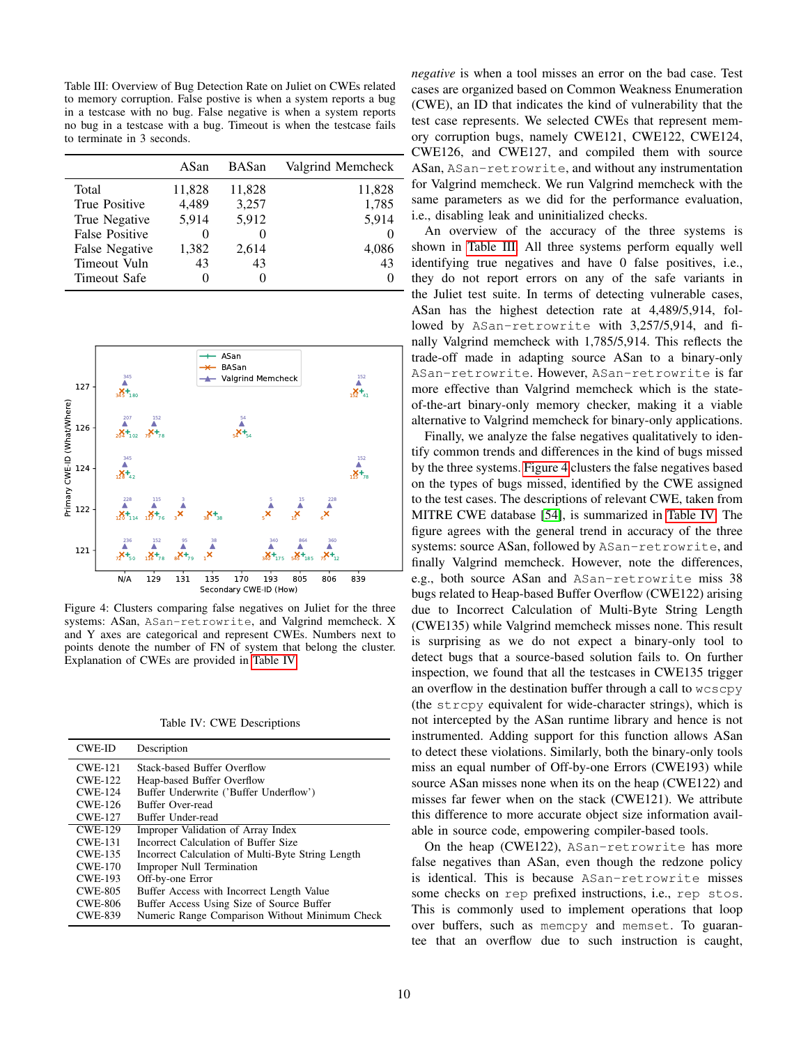Table III: Overview of Bug Detection Rate on Juliet on CWEs related to memory corruption. False postive is when a system reports a bug in a testcase with no bug. False negative is when a system reports no bug in a testcase with a bug. Timeout is when the testcase fails to terminate in 3 seconds.

| | ASan | BASan | Valgrind Memcheck |
|---|---|---|---|
| Total | 11,828 | 11,828 | 11,828 |
| True Positive | 4,489 | 3,257 | 1,785 |
| True Negative | 5,914 | 5,912 | 5,914 |
| False Positive | 0 | 0 | 0 |
| False Negative | 1,382 | 2,614 | 4,086 |
| Timeout Vuln | 43 | 43 | 43 |
| Timeout Safe | 0 | 0 | 0 |

Figure 4: Clusters comparing false negatives on Juliet for the three systems: ASan, ASan-retrowrite, and Valgrind memcheck. X and Y axes are categorical and represent CWEs. Numbers next to points denote the number of FN of system that belong the cluster. Explanation of CWEs are provided in Table IV.

Table IV: CWE Descriptions

| CWE-ID | Description |
|---|---|
| CWE-121 | Stack-based Buffer Overflow |
| CWE-122 | Heap-based Buffer Overflow |
| CWE-124 | Buffer Underwrite ('Buffer Underflow') |
| CWE-126 | Buffer Over-read |
| CWE-127 | Buffer Under-read |
| CWE-129 | Improper Validation of Array Index |
| CWE-131 | Incorrect Calculation of Buffer Size |
| CWE-135 | Incorrect Calculation of Multi-Byte String Length |
| CWE-170 | Improper Null Termination |
| CWE-193 | Off-by-one Error |
| CWE-805 | Buffer Access with Incorrect Length Value |
| CWE-806 | Buffer Access Using Size of Source Buffer |
| CWE-839 | Numeric Range Comparison Without Minimum Check |

*negative* is when a tool misses an error on the bad case. Test cases are organized based on Common Weakness Enumeration (CWE), an ID that indicates the kind of vulnerability that the test case represents. We selected CWEs that represent memory corruption bugs, namely CWE121, CWE122, CWE124, CWE126, and CWE127, and compiled them with source ASan, `ASan-retrowrite`, and without any instrumentation for Valgrind memcheck. We run Valgrind memcheck with the same parameters as we did for the performance evaluation, i.e., disabling leak and uninitialized checks.

An overview of the accuracy of the three systems is shown in Table III. All three systems perform equally well identifying true negatives and have 0 false positives, i.e., they do not report errors on any of the safe variants in the Juliet test suite. In terms of detecting vulnerable cases, ASan has the highest detection rate at 4,489/5,914, followed by `ASan-retrowrite` with 3,257/5,914, and finally Valgrind memcheck with 1,785/5,914. This reflects the trade-off made in adapting source ASan to a binary-only `ASan-retrowrite`. However, `ASan-retrowrite` is far more effective than Valgrind memcheck which is the state-of-the-art binary-only memory checker, making it a viable alternative to Valgrind memcheck for binary-only applications.

Finally, we analyze the false negatives qualitatively to identify common trends and differences in the kind of bugs missed by the three systems. Figure 4 clusters the false negatives based on the types of bugs missed, identified by the CWE assigned to the test cases. The descriptions of relevant CWE, taken from MITRE CWE database [54], is summarized in Table IV. The figure agrees with the general trend in accuracy of the three systems: source ASan, followed by `ASan-retrowrite`, and finally Valgrind memcheck. However, note the differences, e.g., both source ASan and `ASan-retrowrite` miss 38 bugs related to Heap-based Buffer Overflow (CWE122) arising due to Incorrect Calculation of Multi-Byte String Length (CWE135) while Valgrind memcheck misses none. This result is surprising as we do not expect a binary-only tool to detect bugs that a source-based solution fails to. On further inspection, we found that all the testcases in CWE135 trigger an overflow in the destination buffer through a call to `wcscpy` (the `strcpy` equivalent for wide-character strings), which is not intercepted by the ASan runtime library and hence is not instrumented. Adding support for this function allows ASan to detect these violations. Similarly, both the binary-only tools miss an equal number of Off-by-one Errors (CWE193) while source ASan misses none when its on the heap (CWE122) and misses far fewer when on the stack (CWE121). We attribute this difference to more accurate object size information available in source code, empowering compiler-based tools.

On the heap (CWE122), `ASan-retrowrite` has more false negatives than ASan, even though the redzone policy is identical. This is because `ASan-retrowrite` misses some checks on `rep` prefixed instructions, i.e., `rep stos`. This is commonly used to implement operations that loop over buffers, such as `memcpy` and `memset`. To guarantee that an overflow due to such instruction is caught,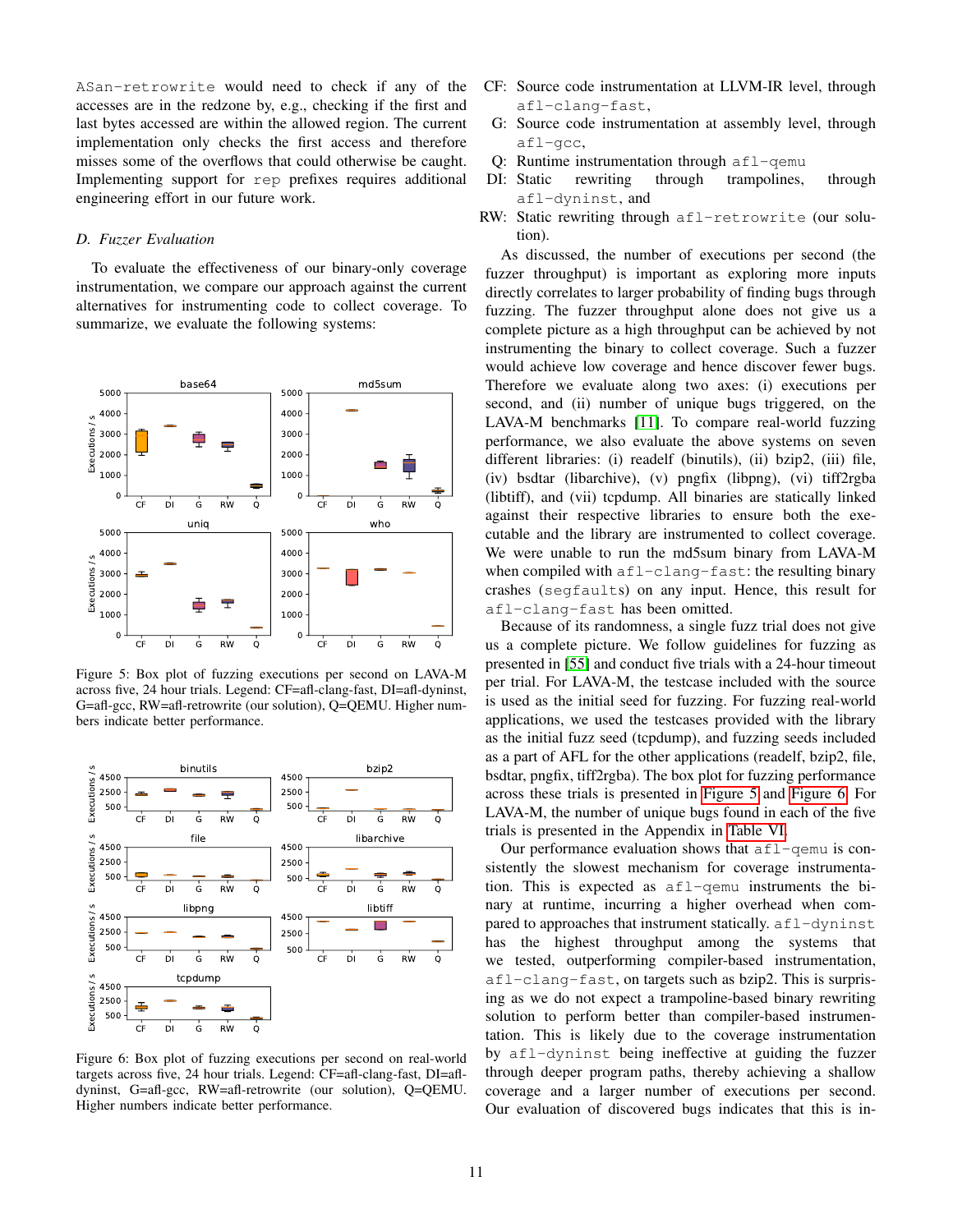ASan-retrowrite would need to check if any of the accesses are in the redzone by, e.g., checking if the first and last bytes accessed are within the allowed region. The current implementation only checks the first access and therefore misses some of the overflows that could otherwise be caught. Implementing support for rep prefixes requires additional engineering effort in our future work.

### D. Fuzzer Evaluation

To evaluate the effectiveness of our binary-only coverage instrumentation, we compare our approach against the current alternatives for instrumenting code to collect coverage. To summarize, we evaluate the following systems:

Figure 5: Box plot of fuzzing executions per second on LAVA-M across five, 24 hour trials. Legend: CF=afl-clang-fast, DI=afl-dyninst, G=afl-gcc, RW=afl-retrowrite (our solution), Q=QEMU. Higher numbers indicate better performance.

Figure 6: Box plot of fuzzing executions per second on real-world targets across five, 24 hour trials. Legend: CF=afl-clang-fast, DI=afl-dyninst, G=afl-gcc, RW=afl-retrowrite (our solution), Q=QEMU. Higher numbers indicate better performance.

- CF: Source code instrumentation at LLVM-IR level, through afl-clang-fast,
- G: Source code instrumentation at assembly level, through afl-gcc,
- Q: Runtime instrumentation through afl-qemu
- DI: Static rewriting through trampolines, through afl-dyninst, and
- RW: Static rewriting through afl-retrowrite (our solution).

As discussed, the number of executions per second (the fuzzer throughput) is important as exploring more inputs directly correlates to larger probability of finding bugs through fuzzing. The fuzzer throughput alone does not give us a complete picture as a high throughput can be achieved by not instrumenting the binary to collect coverage. Such a fuzzer would achieve low coverage and hence discover fewer bugs. Therefore we evaluate along two axes: (i) executions per second, and (ii) number of unique bugs triggered, on the LAVA-M benchmarks [11]. To compare real-world fuzzing performance, we also evaluate the above systems on seven different libraries: (i) readelf (binutils), (ii) bzip2, (iii) file, (iv) bsdtar (libarchive), (v) pngfix (libpng), (vi) tiff2rgba (libtiff), and (vii) tcpdump. All binaries are statically linked against their respective libraries to ensure both the executable and the library are instrumented to collect coverage. We were unable to run the md5sum binary from LAVA-M when compiled with afl-clang-fast: the resulting binary crashes (segfaults) on any input. Hence, this result for afl-clang-fast has been omitted.

Because of its randomness, a single fuzz trial does not give us a complete picture. We follow guidelines for fuzzing as presented in [55] and conduct five trials with a 24-hour timeout per trial. For LAVA-M, the testcase included with the source is used as the initial seed for fuzzing. For fuzzing real-world applications, we used the testcases provided with the library as the initial fuzz seed (tcpdump), and fuzzing seeds included as a part of AFL for the other applications (readelf, bzip2, file, bsdtar, pngfix, tiff2rgba). The box plot for fuzzing performance across these trials is presented in Figure 5 and Figure 6. For LAVA-M, the number of unique bugs found in each of the five trials is presented in the Appendix in Table VI.

Our performance evaluation shows that afl-qemu is consistently the slowest mechanism for coverage instrumentation. This is expected as afl-qemu instruments the binary at runtime, incurring a higher overhead when compared to approaches that instrument statically. afl-dyninst has the highest throughput among the systems that we tested, outperforming compiler-based instrumentation, afl-clang-fast, on targets such as bzip2. This is surprising as we do not expect a trampoline-based binary rewriting solution to perform better than compiler-based instrumentation. This is likely due to the coverage instrumentation by afl-dyninst being ineffective at guiding the fuzzer through deeper program paths, thereby achieving a shallow coverage and a larger number of executions per second. Our evaluation of discovered bugs indicates that this is in-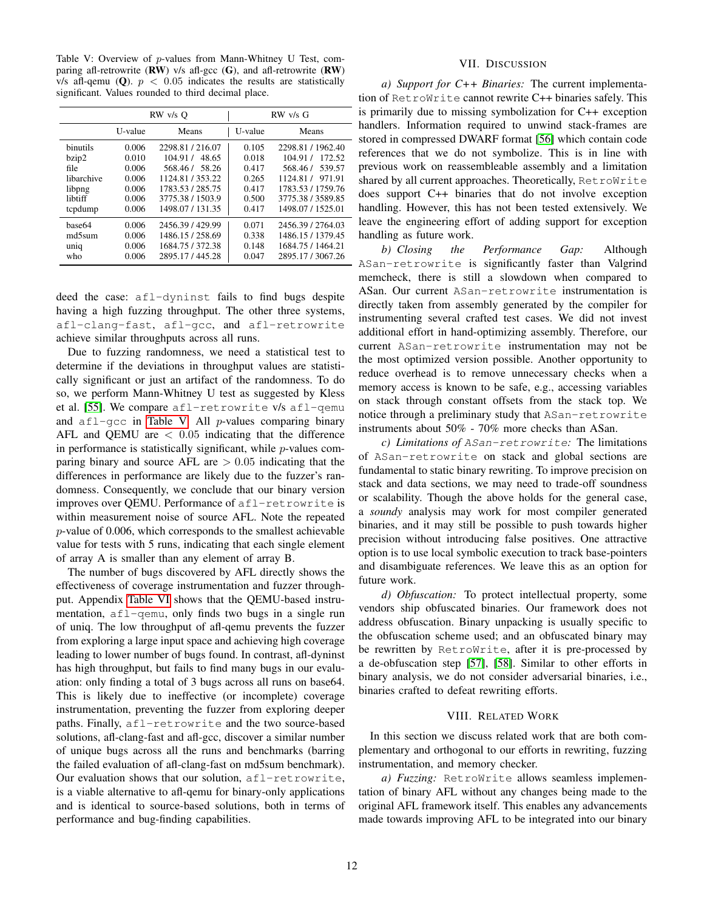Table V: Overview of $p$-values from Mann-Whitney U Test, comparing afl-retrowrite (**RW**) v/s afl-gcc (**G**), and afl-retrowrite (**RW**) v/s afl-qemu (**Q**). $p < 0.05$ indicates the results are statistically significant. Values rounded to third decimal place.

| | RW v/s Q | | RW v/s G | |
|---|---|---|---|---|
| | U-value | Means | U-value | Means |
| binutils | 0.006 | 2298.81 / 216.07 | 0.105 | 2298.81 / 1962.40 |
| bzip2 | 0.010 | 104.91 / 48.65 | 0.018 | 104.91 / 172.52 |
| file | 0.006 | 568.46 / 58.26 | 0.417 | 568.46 / 539.57 |
| libarchive | 0.006 | 1124.81 / 353.22 | 0.265 | 1124.81 / 971.91 |
| libpng | 0.006 | 1783.53 / 285.75 | 0.417 | 1783.53 / 1759.76 |
| libtiff | 0.006 | 3775.38 / 1503.9 | 0.500 | 3775.38 / 3589.85 |
| tcpdump | 0.006 | 1498.07 / 131.35 | 0.417 | 1498.07 / 1525.01 |
| base64 | 0.006 | 2456.39 / 429.99 | 0.071 | 2456.39 / 2764.03 |
| md5sum | 0.006 | 1486.15 / 258.69 | 0.338 | 1486.15 / 1379.45 |
| uniq | 0.006 | 1684.75 / 372.38 | 0.148 | 1684.75 / 1464.21 |
| who | 0.006 | 2895.17 / 445.28 | 0.047 | 2895.17 / 3067.26 |

deed the case: afl-dyninst fails to find bugs despite having a high fuzzing throughput. The other three systems, afl-clang-fast, afl-gcc, and afl-retrowrite achieve similar throughputs across all runs.

Due to fuzzing randomness, we need a statistical test to determine if the deviations in throughput values are statistically significant or just an artifact of the randomness. To do so, we perform Mann-Whitney U test as suggested by Kless et al. [55]. We compare afl-retrowrite v/s afl-qemu and afl-gcc in Table V. All $p$-values comparing binary AFL and QEMU are $< 0.05$ indicating that the difference in performance is statistically significant, while $p$-values comparing binary and source AFL are $> 0.05$ indicating that the differences in performance are likely due to the fuzzer's randomness. Consequently, we conclude that our binary version improves over QEMU. Performance of afl-retrowrite is within measurement noise of source AFL. Note the repeated $p$-value of 0.006, which corresponds to the smallest achievable value for tests with 5 runs, indicating that each single element of array A is smaller than any element of array B.

The number of bugs discovered by AFL directly shows the effectiveness of coverage instrumentation and fuzzer throughput. Appendix Table VI shows that the QEMU-based instrumentation, afl-qemu, only finds two bugs in a single run of uniq. The low throughput of afl-qemu prevents the fuzzer from exploring a large input space and achieving high coverage leading to lower number of bugs found. In contrast, afl-dyninst has high throughput, but fails to find many bugs in our evaluation: only finding a total of 3 bugs across all runs on base64. This is likely due to ineffective (or incomplete) coverage instrumentation, preventing the fuzzer from exploring deeper paths. Finally, afl-retrowrite and the two source-based solutions, afl-clang-fast and afl-gcc, discover a similar number of unique bugs across all the runs and benchmarks (barring the failed evaluation of afl-clang-fast on md5sum benchmark). Our evaluation shows that our solution, afl-retrowrite, is a viable alternative to afl-qemu for binary-only applications and is identical to source-based solutions, both in terms of performance and bug-finding capabilities.

## VII. Discussion

*a) Support for C++ Binaries:* The current implementation of RetroWrite cannot rewrite C++ binaries safely. This is primarily due to missing symbolization for C++ exception handlers. Information required to unwind stack-frames are stored in compressed DWARF format [56] which contain code references that we do not symbolize. This is in line with previous work on reassembleable assembly and a limitation shared by all current approaches. Theoretically, RetroWrite does support C++ binaries that do not involve exception handling. However, this has not been tested extensively. We leave the engineering effort of adding support for exception handling as future work.

*b) Closing the Performance Gap:* Although ASan-retrowrite is significantly faster than Valgrind memcheck, there is still a slowdown when compared to ASan. Our current ASan-retrowrite instrumentation is directly taken from assembly generated by the compiler for instrumenting several crafted test cases. We did not invest additional effort in hand-optimizing assembly. Therefore, our current ASan-retrowrite instrumentation may not be the most optimized version possible. Another opportunity to reduce overhead is to remove unnecessary checks when a memory access is known to be safe, e.g., accessing variables on stack through constant offsets from the stack top. We notice through a preliminary study that ASan-retrowrite instruments about 50% - 70% more checks than ASan.

*c) Limitations of ASan-retrowrite:* The limitations of ASan-retrowrite on stack and global sections are fundamental to static binary rewriting. To improve precision on stack and data sections, we may need to trade-off soundness or scalability. Though the above holds for the general case, a *soundy* analysis may work for most compiler generated binaries, and it may still be possible to push towards higher precision without introducing false positives. One attractive option is to use local symbolic execution to track base-pointers and disambiguate references. We leave this as an option for future work.

*d) Obfuscation:* To protect intellectual property, some vendors ship obfuscated binaries. Our framework does not address obfuscation. Binary unpacking is usually specific to the obfuscation scheme used; and an obfuscated binary may be rewritten by RetroWrite, after it is pre-processed by a de-obfuscation step [57], [58]. Similar to other efforts in binary analysis, we do not consider adversarial binaries, i.e., binaries crafted to defeat rewriting efforts.

## VIII. Related Work

In this section we discuss related work that are both complementary and orthogonal to our efforts in rewriting, fuzzing instrumentation, and memory checker.

*a) Fuzzing:* RetroWrite allows seamless implementation of binary AFL without any changes being made to the original AFL framework itself. This enables any advancements made towards improving AFL to be integrated into our binary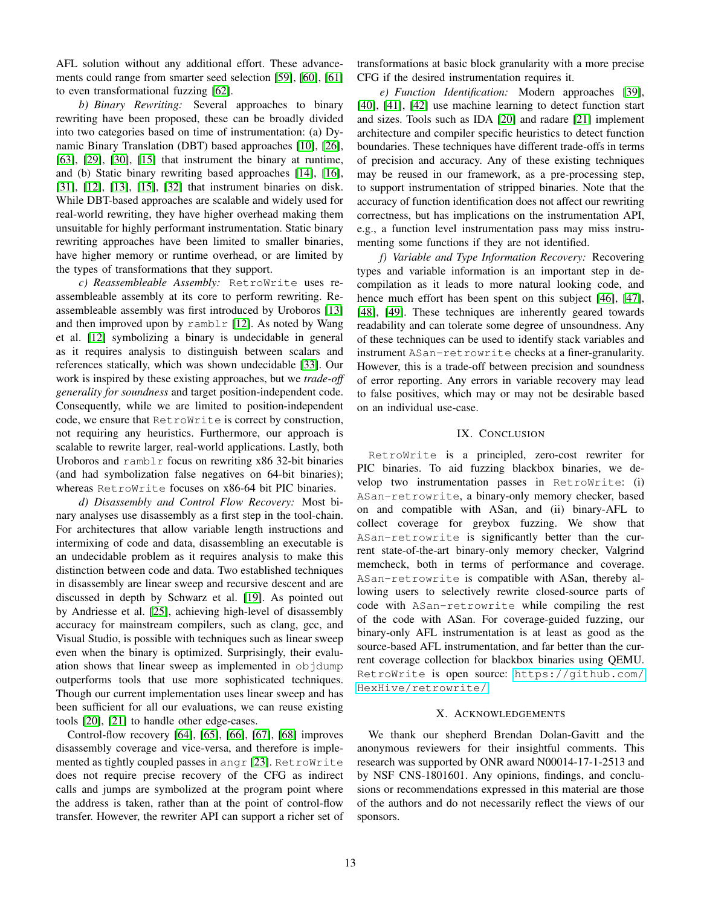AFL solution without any additional effort. These advancements could range from smarter seed selection [59], [60], [61] to even transformational fuzzing [62].

*b) Binary Rewriting:* Several approaches to binary rewriting have been proposed, these can be broadly divided into two categories based on time of instrumentation: (a) Dynamic Binary Translation (DBT) based approaches [10], [26], [63], [29], [30], [15] that instrument the binary at runtime, and (b) Static binary rewriting based approaches [14], [16], [31], [12], [13], [15], [32] that instrument binaries on disk. While DBT-based approaches are scalable and widely used for real-world rewriting, they have higher overhead making them unsuitable for highly performant instrumentation. Static binary rewriting approaches have been limited to smaller binaries, have higher memory or runtime overhead, or are limited by the types of transformations that they support.

*c) Reassembleable Assembly:* `RetroWrite` uses reassembleable assembly at its core to perform rewriting. Reassembleable assembly was first introduced by Uroboros [13] and then improved upon by `ramblr` [12]. As noted by Wang et al. [12] symbolizing a binary is undecidable in general as it requires analysis to distinguish between scalars and references statically, which was shown undecidable [33]. Our work is inspired by these existing approaches, but we *trade-off generality for soundness* and target position-independent code. Consequently, while we are limited to position-independent code, we ensure that `RetroWrite` is correct by construction, not requiring any heuristics. Furthermore, our approach is scalable to rewrite larger, real-world applications. Lastly, both Uroboros and `ramblr` focus on rewriting x86 32-bit binaries (and had symbolization false negatives on 64-bit binaries); whereas `RetroWrite` focuses on x86-64 bit PIC binaries.

*d) Disassembly and Control Flow Recovery:* Most binary analyses use disassembly as a first step in the tool-chain. For architectures that allow variable length instructions and intermixing of code and data, disassembling an executable is an undecidable problem as it requires analysis to make this distinction between code and data. Two established techniques in disassembly are linear sweep and recursive descent and are discussed in depth by Schwarz et al. [19]. As pointed out by Andriesse et al. [25], achieving high-level of disassembly accuracy for mainstream compilers, such as clang, gcc, and Visual Studio, is possible with techniques such as linear sweep even when the binary is optimized. Surprisingly, their evaluation shows that linear sweep as implemented in `objdump` outperforms tools that use more sophisticated techniques. Though our current implementation uses linear sweep and has been sufficient for all our evaluations, we can reuse existing tools [20], [21] to handle other edge-cases.

Control-flow recovery [64], [65], [66], [67], [68] improves disassembly coverage and vice-versa, and therefore is implemented as tightly coupled passes in `angr` [23]. `RetroWrite` does not require precise recovery of the CFG as indirect calls and jumps are symbolized at the program point where the address is taken, rather than at the point of control-flow transfer. However, the rewriter API can support a richer set of transformations at basic block granularity with a more precise CFG if the desired instrumentation requires it.

*e) Function Identification:* Modern approaches [39], [40], [41], [42] use machine learning to detect function start and sizes. Tools such as IDA [20] and radare [21] implement architecture and compiler specific heuristics to detect function boundaries. These techniques have different trade-offs in terms of precision and accuracy. Any of these existing techniques may be reused in our framework, as a pre-processing step, to support instrumentation of stripped binaries. Note that the accuracy of function identification does not affect our rewriting correctness, but has implications on the instrumentation API, e.g., a function level instrumentation pass may miss instrumenting some functions if they are not identified.

*f) Variable and Type Information Recovery:* Recovering types and variable information is an important step in decompilation as it leads to more natural looking code, and hence much effort has been spent on this subject [46], [47], [48], [49]. These techniques are inherently geared towards readability and can tolerate some degree of unsoundness. Any of these techniques can be used to identify stack variables and instrument `ASan-retrowrite` checks at a finer-granularity. However, this is a trade-off between precision and soundness of error reporting. Any errors in variable recovery may lead to false positives, which may or may not be desirable based on an individual use-case.

## IX. Conclusion

`RetroWrite` is a principled, zero-cost rewriter for PIC binaries. To aid fuzzing blackbox binaries, we develop two instrumentation passes in `RetroWrite`: (i) `ASan-retrowrite`, a binary-only memory checker, based on and compatible with ASan, and (ii) binary-AFL to collect coverage for greybox fuzzing. We show that `ASan-retrowrite` is significantly better than the current state-of-the-art binary-only memory checker, Valgrind memcheck, both in terms of performance and coverage. `ASan-retrowrite` is compatible with ASan, thereby allowing users to selectively rewrite closed-source parts of code with `ASan-retrowrite` while compiling the rest of the code with ASan. For coverage-guided fuzzing, our binary-only AFL instrumentation is at least as good as the source-based AFL instrumentation, and far better than the current coverage collection for blackbox binaries using QEMU. `RetroWrite` is open source: `https://github.com/HexHive/retrowrite/`

## X. Acknowledgements

We thank our shepherd Brendan Dolan-Gavitt and the anonymous reviewers for their insightful comments. This research was supported by ONR award N00014-17-1-2513 and by NSF CNS-1801601. Any opinions, findings, and conclusions or recommendations expressed in this material are those of the authors and do not necessarily reflect the views of our sponsors.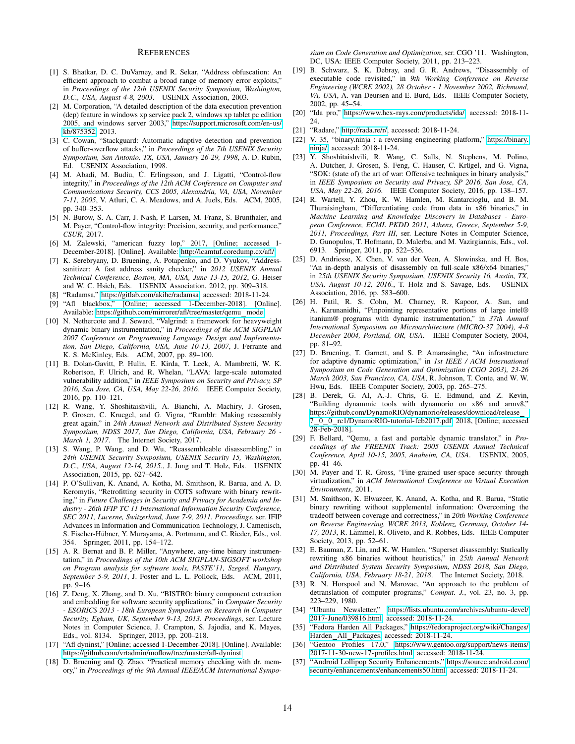## References

[1] S. Bhatkar, D. C. DuVarney, and R. Sekar, "Address obfuscation: An efficient approach to combat a broad range of memory error exploits," in *Proceedings of the 12th USENIX Security Symposium, Washington, D.C., USA, August 4-8, 2003*. USENIX Association, 2003.

[2] M. Corporation, "A detailed description of the data execution prevention (dep) feature in windows xp service pack 2, windows xp tablet pc edition 2005, and windows server 2003," https://support.microsoft.com/en-us/kb/875352, 2013.

[3] C. Cowan, "Stackguard: Automatic adaptive detection and prevention of buffer-overflow attacks," in *Proceedings of the 7th USENIX Security Symposium, San Antonio, TX, USA, January 26-29, 1998*, A. D. Rubin, Ed. USENIX Association, 1998.

[4] M. Abadi, M. Budiu, Ú. Erlingsson, and J. Ligatti, "Control-flow integrity," in *Proceedings of the 12th ACM Conference on Computer and Communications Security, CCS 2005, Alexandria, VA, USA, November 7-11, 2005*, V. Atluri, C. A. Meadows, and A. Juels, Eds. ACM, 2005, pp. 340–353.

[5] N. Burow, S. A. Carr, J. Nash, P. Larsen, M. Franz, S. Brunthaler, and M. Payer, "Control-flow integrity: Precision, security, and performance," *CSUR*, 2017.

[6] M. Zalewski, "american fuzzy lop," 2017, [Online; accessed 1-December-2018]. [Online]. Available: http://lcamtuf.coredump.cx/afl/

[7] K. Serebryany, D. Bruening, A. Potapenko, and D. Vyukov, "Addresssanitizer: A fast address sanity checker," in *2012 USENIX Annual Technical Conference, Boston, MA, USA, June 13-15, 2012*, G. Heiser and W. C. Hsieh, Eds. USENIX Association, 2012, pp. 309–318.

[8] "Radamsa," https://gitlab.com/akihe/radamsa, accessed: 2018-11-24.

[9] "Afl blackbox," [Online; accessed 1-December-2018]. [Online]. Available: https://github.com/mirrorer/afl/tree/master/qemu_mode

[10] N. Nethercote and J. Seward, "Valgrind: a framework for heavyweight dynamic binary instrumentation," in *Proceedings of the ACM SIGPLAN 2007 Conference on Programming Language Design and Implementation, San Diego, California, USA, June 10-13, 2007*, J. Ferrante and K. S. McKinley, Eds. ACM, 2007, pp. 89–100.

[11] B. Dolan-Gavitt, P. Hulin, E. Kirda, T. Leek, A. Mambretti, W. K. Robertson, F. Ulrich, and R. Whelan, "LAVA: large-scale automated vulnerability addition," in *IEEE Symposium on Security and Privacy, SP 2016, San Jose, CA, USA, May 22-26, 2016*. IEEE Computer Society, 2016, pp. 110–121.

[12] R. Wang, Y. Shoshitaishvili, A. Bianchi, A. Machiry, J. Grosen, P. Grosen, C. Kruegel, and G. Vigna, "Ramblr: Making reassembly great again," in *24th Annual Network and Distributed System Security Symposium, NDSS 2017, San Diego, California, USA, February 26 - March 1, 2017*. The Internet Society, 2017.

[13] S. Wang, P. Wang, and D. Wu, "Reassembleable disassembling," in *24th USENIX Security Symposium, USENIX Security 15, Washington, D.C., USA, August 12-14, 2015.*, J. Jung and T. Holz, Eds. USENIX Association, 2015, pp. 627–642.

[14] P. O'Sullivan, K. Anand, A. Kotha, M. Smithson, R. Barua, and A. D. Keromytis, "Retrofitting security in COTS software with binary rewriting," in *Future Challenges in Security and Privacy for Academia and Industry - 26th IFIP TC 11 International Information Security Conference, SEC 2011, Lucerne, Switzerland, June 7-9, 2011. Proceedings*, ser. IFIP Advances in Information and Communication Technology, J. Camenisch, S. Fischer-Hübner, Y. Murayama, A. Portmann, and C. Rieder, Eds., vol. 354. Springer, 2011, pp. 154–172.

[15] A. R. Bernat and B. P. Miller, "Anywhere, any-time binary instrumentation," in *Proceedings of the 10th ACM SIGPLAN-SIGSOFT workshop on Program analysis for software tools, PASTE'11, Szeged, Hungary, September 5-9, 2011*, J. Foster and L. L. Pollock, Eds. ACM, 2011, pp. 9–16.

[16] Z. Deng, X. Zhang, and D. Xu, "BISTRO: binary component extraction and embedding for software security applications," in *Computer Security - ESORICS 2013 - 18th European Symposium on Research in Computer Security, Egham, UK, September 9-13, 2013. Proceedings*, ser. Lecture Notes in Computer Science, J. Crampton, S. Jajodia, and K. Mayes, Eds., vol. 8134. Springer, 2013, pp. 200–218.

[17] "Afl dyninst," [Online; accessed 1-December-2018]. [Online]. Available: https://github.com/vrtadmin/moflow/tree/master/afl-dyninst

[18] D. Bruening and Q. Zhao, "Practical memory checking with dr. memory," in *Proceedings of the 9th Annual IEEE/ACM International Symposium on Code Generation and Optimization*, ser. CGO '11. Washington, DC, USA: IEEE Computer Society, 2011, pp. 213–223.

[19] B. Schwarz, S. K. Debray, and G. R. Andrews, "Disassembly of executable code revisited," in *9th Working Conference on Reverse Engineering (WCRE 2002), 28 October - 1 November 2002, Richmond, VA, USA*, A. van Deursen and E. Burd, Eds. IEEE Computer Society, 2002, pp. 45–54.

[20] "Ida pro," https://www.hex-rays.com/products/ida/, accessed: 2018-11-24.

[21] "Radare," http://rada.re/r/, accessed: 2018-11-24.

[22] V. 35, "binary.ninja : a reversing engineering platform," https://binary.ninja/, accessed: 2018-11-24.

[23] Y. Shoshitaishvili, R. Wang, C. Salls, N. Stephens, M. Polino, A. Dutcher, J. Grosen, S. Feng, C. Hauser, C. Krügel, and G. Vigna, "SOK: (state of) the art of war: Offensive techniques in binary analysis," in *IEEE Symposium on Security and Privacy, SP 2016, San Jose, CA, USA, May 22-26, 2016*. IEEE Computer Society, 2016, pp. 138–157.

[24] R. Wartell, Y. Zhou, K. W. Hamlen, M. Kantarcioglu, and B. M. Thuraisingham, "Differentiating code from data in x86 binaries," in *Machine Learning and Knowledge Discovery in Databases - European Conference, ECML PKDD 2011, Athens, Greece, September 5-9, 2011, Proceedings, Part III*, ser. Lecture Notes in Computer Science, D. Gunopulos, T. Hofmann, D. Malerba, and M. Vazirgiannis, Eds., vol. 6913. Springer, 2011, pp. 522–536.

[25] D. Andriesse, X. Chen, V. van der Veen, A. Slowinska, and H. Bos, "An in-depth analysis of disassembly on full-scale x86/x64 binaries," in *25th USENIX Security Symposium, USENIX Security 16, Austin, TX, USA, August 10-12, 2016.*, T. Holz and S. Savage, Eds. USENIX Association, 2016, pp. 583–600.

[26] H. Patil, R. S. Cohn, M. Charney, R. Kapoor, A. Sun, and A. Karunanidhi, "Pinpointing representative portions of large intel® itanium® programs with dynamic instrumentation," in *37th Annual International Symposium on Microarchitecture (MICRO-37 2004), 4-8 December 2004, Portland, OR, USA*. IEEE Computer Society, 2004, pp. 81–92.

[27] D. Bruening, T. Garnett, and S. P. Amarasinghe, "An infrastructure for adaptive dynamic optimization," in *1st IEEE / ACM International Symposium on Code Generation and Optimization (CGO 2003), 23-26 March 2003, San Francisco, CA, USA*, R. Johnson, T. Conte, and W. W. Hwu, Eds. IEEE Computer Society, 2003, pp. 265–275.

[28] B. Derek, G. AI, A.-J. Chris, G. E. Edmund, and Z. Kevin, "Building dynammic tools with dynamorio on x86 and armv8," https://github.com/DynamoRIO/dynamorio/releases/download/release_7_0_0_rc1/DynamoRIO-tutorial-feb2017.pdf, 2018, [Online; accessed 28-Feb-2018].

[29] F. Bellard, "Qemu, a fast and portable dynamic translator," in *Proceedings of the FREENIX Track: 2005 USENIX Annual Technical Conference, April 10-15, 2005, Anaheim, CA, USA*. USENIX, 2005, pp. 41–46.

[30] M. Payer and T. R. Gross, "Fine-grained user-space security through virtualization," in *ACM International Conference on Virtual Execution Environments*, 2011.

[31] M. Smithson, K. Elwazeer, K. Anand, A. Kotha, and R. Barua, "Static binary rewriting without supplemental information: Overcoming the tradeoff between coverage and correctness," in *20th Working Conference on Reverse Engineering, WCRE 2013, Koblenz, Germany, October 14-17, 2013*, R. Lämmel, R. Oliveto, and R. Robbes, Eds. IEEE Computer Society, 2013, pp. 52–61.

[32] E. Bauman, Z. Lin, and K. W. Hamlen, "Superset disassembly: Statically rewriting x86 binaries without heuristics," in *25th Annual Network and Distributed System Security Symposium, NDSS 2018, San Diego, California, USA, February 18-21, 2018*. The Internet Society, 2018.

[33] R. N. Horspool and N. Marovac, "An approach to the problem of detranslation of computer programs," *Comput. J.*, vol. 23, no. 3, pp. 223–229, 1980.

[34] "Ubuntu Newsletter," https://lists.ubuntu.com/archives/ubuntu-devel/2017-June/039816.html, accessed: 2018-11-24.

[35] "Fedora Harden All Packages," https://fedoraproject.org/wiki/Changes/Harden_All_Packages, accessed: 2018-11-24.

[36] "Gentoo Profiles 17.0," https://www.gentoo.org/support/news-items/2017-11-30-new-17-profiles.html, accessed: 2018-11-24.

[37] "Android Lollipop Security Enhancements," https://source.android.com/security/enhancements/enhancements50.html, accessed: 2018-11-24.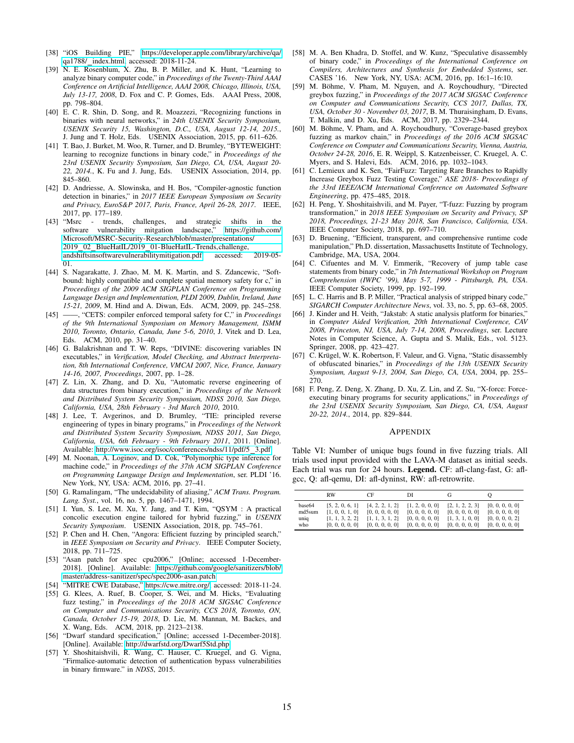[38] "iOS Building PIE," https://developer.apple.com/library/archive/qa/qa1788/_index.html, accessed: 2018-11-24.

[39] N. E. Rosenblum, X. Zhu, B. P. Miller, and K. Hunt, "Learning to analyze binary computer code," in *Proceedings of the Twenty-Third AAAI Conference on Artificial Intelligence, AAAI 2008, Chicago, Illinois, USA, July 13-17, 2008*, D. Fox and C. P. Gomes, Eds. AAAI Press, 2008, pp. 798–804.

[40] E. C. R. Shin, D. Song, and R. Moazzezi, "Recognizing functions in binaries with neural networks," in *24th USENIX Security Symposium, USENIX Security 15, Washington, D.C., USA, August 12-14, 2015.*, J. Jung and T. Holz, Eds. USENIX Association, 2015, pp. 611–626.

[41] T. Bao, J. Burket, M. Woo, R. Turner, and D. Brumley, "BYTEWEIGHT: learning to recognize functions in binary code," in *Proceedings of the 23rd USENIX Security Symposium, San Diego, CA, USA, August 20-22, 2014.*, K. Fu and J. Jung, Eds. USENIX Association, 2014, pp. 845–860.

[42] D. Andriesse, A. Slowinska, and H. Bos, "Compiler-agnostic function detection in binaries," in *2017 IEEE European Symposium on Security and Privacy, EuroS&P 2017, Paris, France, April 26-28, 2017*. IEEE, 2017, pp. 177–189.

[43] "Msrc - trends, challenges, and strategic shifts in the software vulnerability mitgation landscape," https://github.com/Microsoft/MSRC-Security-Research/blob/master/presentations/2019_02_BlueHatIL/2019_01-BlueHatIL-Trends,challenge,andshiftsinsoftwarevulnerabilitymitigation.pdf, accessed: 2019-05-01.

[44] S. Nagarakatte, J. Zhao, M. M. K. Martin, and S. Zdancewic, "Softbound: highly compatible and complete spatial memory safety for c," in *Proceedings of the 2009 ACM SIGPLAN Conference on Programming Language Design and Implementation, PLDI 2009, Dublin, Ireland, June 15-21, 2009*, M. Hind and A. Diwan, Eds. ACM, 2009, pp. 245–258.

[45] ——, "CETS: compiler enforced temporal safety for C," in *Proceedings of the 9th International Symposium on Memory Management, ISMM 2010, Toronto, Ontario, Canada, June 5-6, 2010*, J. Vitek and D. Lea, Eds. ACM, 2010, pp. 31–40.

[46] G. Balakrishnan and T. W. Reps, "DIVINE: discovering variables IN executables," in *Verification, Model Checking, and Abstract Interpretation, 8th International Conference, VMCAI 2007, Nice, France, January 14-16, 2007, Proceedings*, 2007, pp. 1–28.

[47] Z. Lin, X. Zhang, and D. Xu, "Automatic reverse engineering of data structures from binary execution," in *Proceedings of the Network and Distributed System Security Symposium, NDSS 2010, San Diego, California, USA, 28th February - 3rd March 2010*, 2010.

[48] J. Lee, T. Avgerinos, and D. Brumley, "TIE: principled reverse engineering of types in binary programs," in *Proceedings of the Network and Distributed System Security Symposium, NDSS 2011, San Diego, California, USA, 6th February - 9th February 2011*, 2011. [Online]. Available: http://www.isoc.org/isoc/conferences/ndss/11/pdf/5_3.pdf

[49] M. Noonan, A. Loginov, and D. Cok, "Polymorphic type inference for machine code," in *Proceedings of the 37th ACM SIGPLAN Conference on Programming Language Design and Implementation*, ser. PLDI '16. New York, NY, USA: ACM, 2016, pp. 27–41.

[50] G. Ramalingam, "The undecidability of aliasing," *ACM Trans. Program. Lang. Syst.*, vol. 16, no. 5, pp. 1467–1471, 1994.

[51] I. Yun, S. Lee, M. Xu, Y. Jang, and T. Kim, "QSYM : A practical concolic execution engine tailored for hybrid fuzzing," in *USENIX Security Symposium*. USENIX Association, 2018, pp. 745–761.

[52] P. Chen and H. Chen, "Angora: Efficient fuzzing by principled search," in *IEEE Symposium on Security and Privacy*. IEEE Computer Society, 2018, pp. 711–725.

[53] "Asan patch for spec cpu2006," [Online; accessed 1-December-2018]. [Online]. Available: https://github.com/google/sanitizers/blob/master/address-sanitizer/spec/spec2006-asan.patch

[54] "MITRE CWE Database," https://cwe.mitre.org/, accessed: 2018-11-24.

[55] G. Klees, A. Ruef, B. Cooper, S. Wei, and M. Hicks, "Evaluating fuzz testing," in *Proceedings of the 2018 ACM SIGSAC Conference on Computer and Communications Security, CCS 2018, Toronto, ON, Canada, October 15-19, 2018*, D. Lie, M. Mannan, M. Backes, and X. Wang, Eds. ACM, 2018, pp. 2123–2138.

[56] "Dwarf standard specification," [Online; accessed 1-December-2018]. [Online]. Available: http://dwarfstd.org/Dwarf5Std.php

[57] Y. Shoshitaishvili, R. Wang, C. Hauser, C. Kruegel, and G. Vigna, "Firmalice-automatic detection of authentication bypass vulnerabilities in binary firmware." in *NDSS*, 2015.

[58] M. A. Ben Khadra, D. Stoffel, and W. Kunz, "Speculative disassembly of binary code," in *Proceedings of the International Conference on Compilers, Architectures and Synthesis for Embedded Systems*, ser. CASES '16. New York, NY, USA: ACM, 2016, pp. 16:1–16:10.

[59] M. Böhme, V. Pham, M. Nguyen, and A. Roychoudhury, "Directed greybox fuzzing," in *Proceedings of the 2017 ACM SIGSAC Conference on Computer and Communications Security, CCS 2017, Dallas, TX, USA, October 30 - November 03, 2017*, B. M. Thuraisingham, D. Evans, T. Malkin, and D. Xu, Eds. ACM, 2017, pp. 2329–2344.

[60] M. Böhme, V. Pham, and A. Roychoudhury, "Coverage-based greybox fuzzing as markov chain," in *Proceedings of the 2016 ACM SIGSAC Conference on Computer and Communications Security, Vienna, Austria, October 24-28, 2016*, E. R. Weippl, S. Katzenbeisser, C. Kruegel, A. C. Myers, and S. Halevi, Eds. ACM, 2016, pp. 1032–1043.

[61] C. Lemieux and K. Sen, "FairFuzz: Targeting Rare Branches to Rapidly Increase Greybox Fuzz Testing Coverage," *ASE 2018- Proceedings of the 33rd IEEE/ACM International Conference on Automated Software Engineering*, pp. 475–485, 2018.

[62] H. Peng, Y. Shoshitaishvili, and M. Payer, "T-fuzz: Fuzzing by program transformation," in *2018 IEEE Symposium on Security and Privacy, SP 2018, Proceedings, 21-23 May 2018, San Francisco, California, USA*. IEEE Computer Society, 2018, pp. 697–710.

[63] D. Bruening, "Efficient, transparent, and comprehensive runtime code manipulation," Ph.D. dissertation, Massachusetts Institute of Technology, Cambridge, MA, USA, 2004.

[64] C. Cifuentes and M. V. Emmerik, "Recovery of jump table case statements from binary code," in *7th International Workshop on Program Comprehension (IWPC '99), May 5-7, 1999 - Pittsburgh, PA, USA*. IEEE Computer Society, 1999, pp. 192–199.

[65] L. C. Harris and B. P. Miller, "Practical analysis of stripped binary code," *SIGARCH Computer Architecture News*, vol. 33, no. 5, pp. 63–68, 2005.

[66] J. Kinder and H. Veith, "Jakstab: A static analysis platform for binaries," in *Computer Aided Verification, 20th International Conference, CAV 2008, Princeton, NJ, USA, July 7-14, 2008, Proceedings*, ser. Lecture Notes in Computer Science, A. Gupta and S. Malik, Eds., vol. 5123. Springer, 2008, pp. 423–427.

[67] C. Krügel, W. K. Robertson, F. Valeur, and G. Vigna, "Static disassembly of obfuscated binaries," in *Proceedings of the 13th USENIX Security Symposium, August 9-13, 2004, San Diego, CA, USA*, 2004, pp. 255–270.

[68] F. Peng, Z. Deng, X. Zhang, D. Xu, Z. Lin, and Z. Su, "X-force: Force-executing binary programs for security applications," in *Proceedings of the 23rd USENIX Security Symposium, San Diego, CA, USA, August 20-22, 2014.*, 2014, pp. 829–844.

## Appendix

Table VI: Number of unique bugs found in five fuzzing trials. All trials used input provided with the LAVA-M dataset as initial seeds. Each trial was run for 24 hours. **Legend.** CF: afl-clang-fast, G: afl-gcc, Q: afl-qemu, DI: afl-dyninst, RW: afl-retrowrite.

| | RW | CF | DI | G | Q |
|---|---|---|---|---|---|
| base64 | [5, 2, 0, 6, 1] | [4, 2, 2, 1, 2] | [1, 2, 0, 0, 0] | [2, 1, 2, 2, 3] | [0, 0, 0, 0, 0] |
| md5sum | [1, 0, 0, 1, 0] | [0, 0, 0, 0, 0] | [0, 0, 0, 0, 0] | [0, 0, 0, 0, 0] | [0, 0, 0, 0, 0] |
| uniq | [1, 1, 3, 2, 2] | [1, 1, 3, 1, 2] | [0, 0, 0, 0, 0] | [1, 3, 1, 0, 0] | [0, 0, 0, 0, 2] |
| who | [0, 0, 0, 0, 0] | [0, 0, 0, 0, 0] | [0, 0, 0, 0, 0] | [0, 0, 0, 0, 0] | [0, 0, 0, 0, 0] |